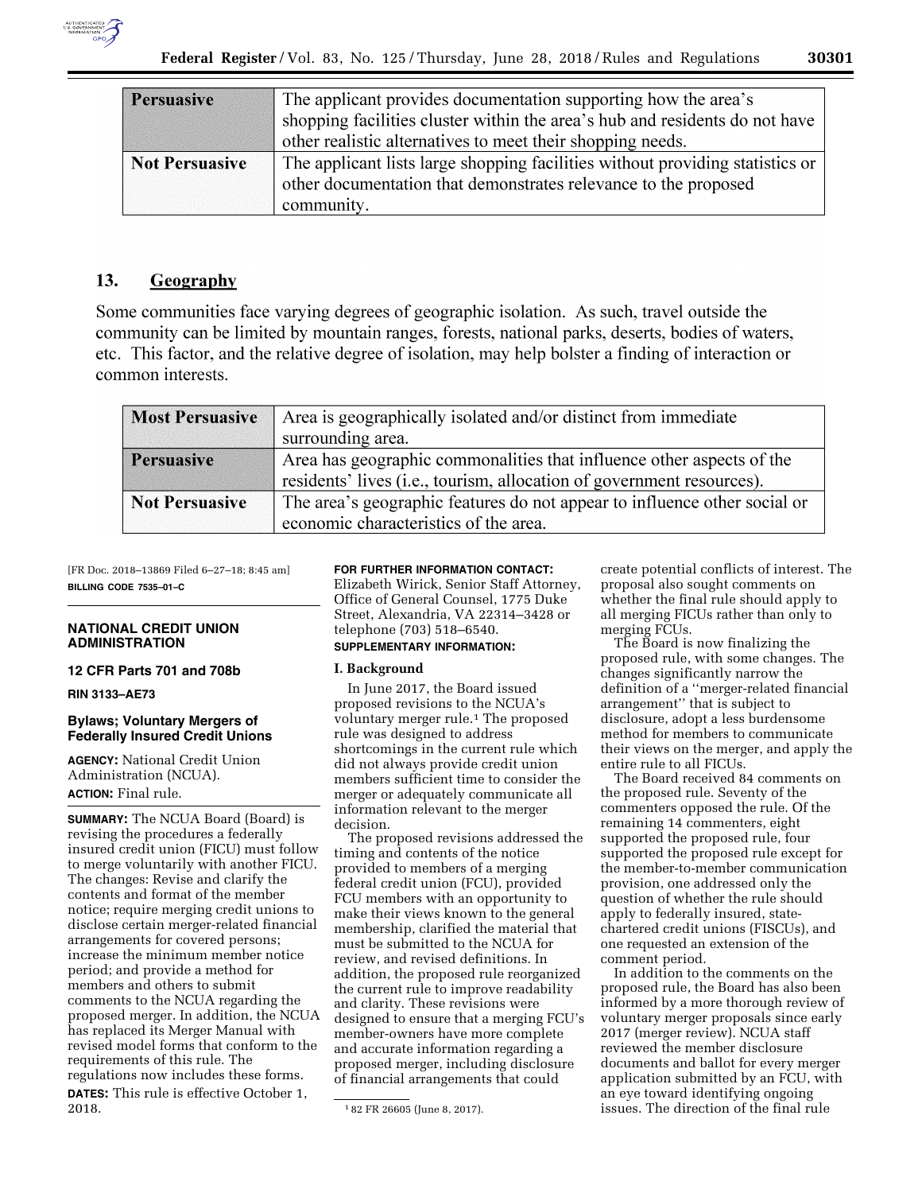| Persuasive | The applicant provides documentation supporting how the area's shopping facilities cluster within the area's hub and residents do not have other realistic alternatives to meet their shopping needs. |
|---|---|
| Not Persuasive | The applicant lists large shopping facilities without providing statistics or other documentation that demonstrates relevance to the proposed community. |

## 13. Geography

Some communities face varying degrees of geographic isolation. As such, travel outside the community can be limited by mountain ranges, forests, national parks, deserts, bodies of waters, etc. This factor, and the relative degree of isolation, may help bolster a finding of interaction or common interests.

| Most Persuasive | Area is geographically isolated and/or distinct from immediate surrounding area. |
|---|---|
| Persuasive | Area has geographic commonalities that influence other aspects of the residents' lives (i.e., tourism, allocation of government resources). |
| Not Persuasive | The area's geographic features do not appear to influence other social or economic characteristics of the area. |

[FR Doc. 2018–13869 Filed 6–27–18; 8:45 am]

**BILLING CODE 7535–01–C**

---

# NATIONAL CREDIT UNION ADMINISTRATION

## 12 CFR Parts 701 and 708b

**RIN 3133–AE73**

## Bylaws; Voluntary Mergers of Federally Insured Credit Unions

**AGENCY:** National Credit Union Administration (NCUA).

**ACTION:** Final rule.

**SUMMARY:** The NCUA Board (Board) is revising the procedures a federally insured credit union (FICU) must follow to merge voluntarily with another FICU. The changes: Revise and clarify the contents and format of the member notice; require merging credit unions to disclose certain merger-related financial arrangements for covered persons; increase the minimum member notice period; and provide a method for members and others to submit comments to the NCUA regarding the proposed merger. In addition, the NCUA has replaced its Merger Manual with revised model forms that conform to the requirements of this rule. The regulations now includes these forms.

**DATES:** This rule is effective October 1, 2018.

**FOR FURTHER INFORMATION CONTACT:** Elizabeth Wirick, Senior Staff Attorney, Office of General Counsel, 1775 Duke Street, Alexandria, VA 22314–3428 or telephone (703) 518–6540.

**SUPPLEMENTARY INFORMATION:**

### I. Background

In June 2017, the Board issued proposed revisions to the NCUA's voluntary merger rule.[1] The proposed rule was designed to address shortcomings in the current rule which did not always provide credit union members sufficient time to consider the merger or adequately communicate all information relevant to the merger decision.

The proposed revisions addressed the timing and contents of the notice provided to members of a merging federal credit union (FCU), provided FCU members with an opportunity to make their views known to the general membership, clarified the material that must be submitted to the NCUA for review, and revised definitions. In addition, the proposed rule reorganized the current rule to improve readability and clarity. These revisions were designed to ensure that a merging FCU's member-owners have more complete and accurate information regarding a proposed merger, including disclosure of financial arrangements that could create potential conflicts of interest. The proposal also sought comments on whether the final rule should apply to all merging FICUs rather than only to merging FCUs.

The Board is now finalizing the proposed rule, with some changes. The changes significantly narrow the definition of a "merger-related financial arrangement" that is subject to disclosure, adopt a less burdensome method for members to communicate their views on the merger, and apply the entire rule to all FICUs.

The Board received 84 comments on the proposed rule. Seventy of the commenters opposed the rule. Of the remaining 14 commenters, eight supported the proposed rule, four supported the proposed rule except for the member-to-member communication provision, one addressed only the question of whether the rule should apply to federally insured, state-chartered credit unions (FISCUs), and one requested an extension of the comment period.

In addition to the comments on the proposed rule, the Board has also been informed by a more thorough review of voluntary merger proposals since early 2017 (merger review). NCUA staff reviewed the member disclosure documents and ballot for every merger application submitted by an FCU, with an eye toward identifying ongoing issues. The direction of the final rule

[1] 82 FR 26605 (June 8, 2017).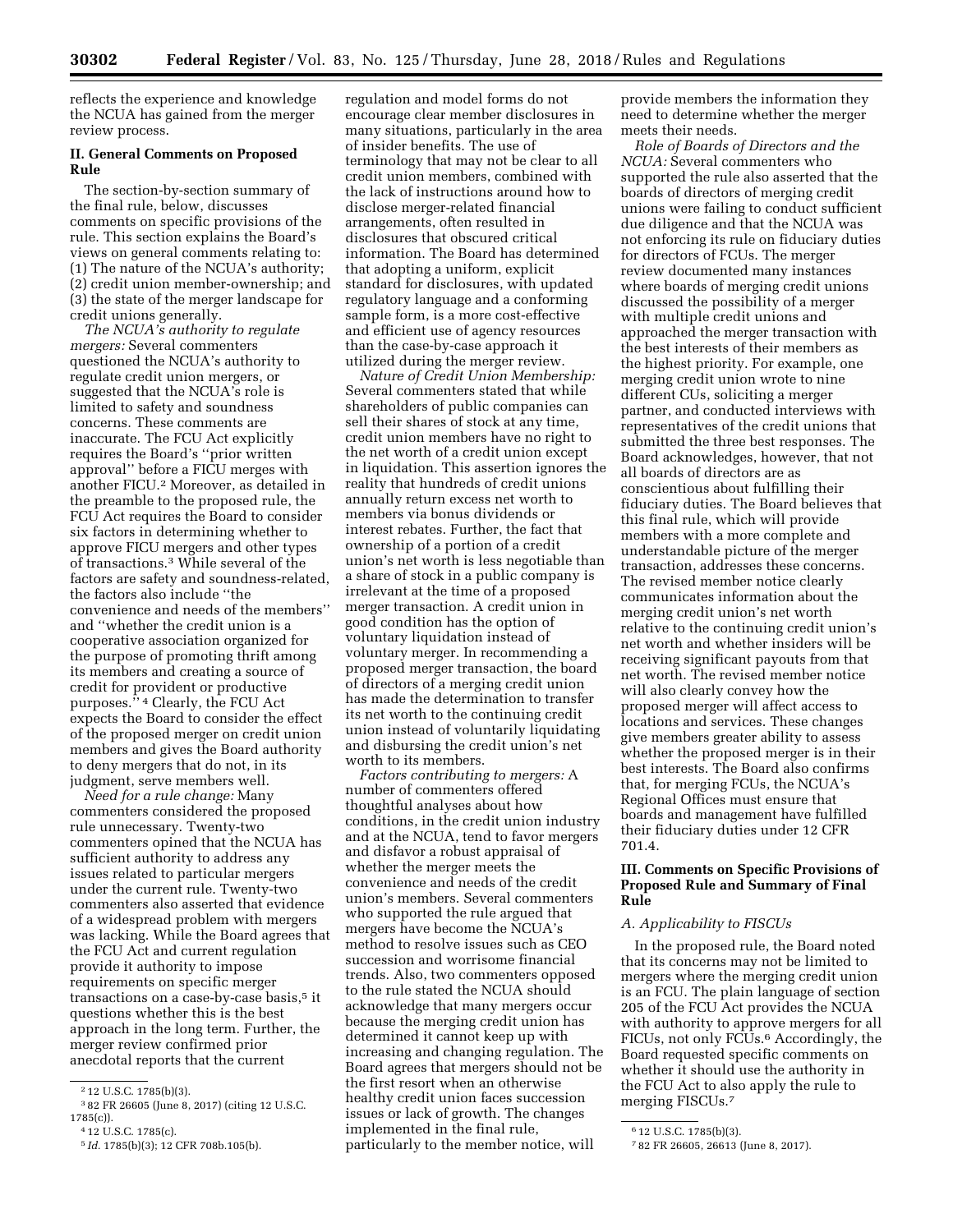reflects the experience and knowledge the NCUA has gained from the merger review process.

## II. General Comments on Proposed Rule

The section-by-section summary of the final rule, below, discusses comments on specific provisions of the rule. This section explains the Board's views on general comments relating to: (1) The nature of the NCUA's authority; (2) credit union member-ownership; and (3) the state of the merger landscape for credit unions generally.

*The NCUA's authority to regulate mergers:* Several commenters questioned the NCUA's authority to regulate credit union mergers, or suggested that the NCUA's role is limited to safety and soundness concerns. These comments are inaccurate. The FCU Act explicitly requires the Board's "prior written approval" before a FICU merges with another FICU.[2] Moreover, as detailed in the preamble to the proposed rule, the FCU Act requires the Board to consider six factors in determining whether to approve FICU mergers and other types of transactions.[3] While several of the factors are safety and soundness-related, the factors also include "the convenience and needs of the members" and "whether the credit union is a cooperative association organized for the purpose of promoting thrift among its members and creating a source of credit for provident or productive purposes."[4] Clearly, the FCU Act expects the Board to consider the effect of the proposed merger on credit union members and gives the Board authority to deny mergers that do not, in its judgment, serve members well.

*Need for a rule change:* Many commenters considered the proposed rule unnecessary. Twenty-two commenters opined that the NCUA has sufficient authority to address any issues related to particular mergers under the current rule. Twenty-two commenters also asserted that evidence of a widespread problem with mergers was lacking. While the Board agrees that the FCU Act and current regulation provide it authority to impose requirements on specific merger transactions on a case-by-case basis,[5] it questions whether this is the best approach in the long term. Further, the merger review confirmed prior anecdotal reports that the current regulation and model forms do not encourage clear member disclosures in many situations, particularly in the area of insider benefits. The use of terminology that may not be clear to all credit union members, combined with the lack of instructions around how to disclose merger-related financial arrangements, often resulted in disclosures that obscured critical information. The Board has determined that adopting a uniform, explicit standard for disclosures, with updated regulatory language and a conforming sample form, is a more cost-effective and efficient use of agency resources than the case-by-case approach it utilized during the merger review.

*Nature of Credit Union Membership:* Several commenters stated that while shareholders of public companies can sell their shares of stock at any time, credit union members have no right to the net worth of a credit union except in liquidation. This assertion ignores the reality that hundreds of credit unions annually return excess net worth to members via bonus dividends or interest rebates. Further, the fact that ownership of a portion of a credit union's net worth is less negotiable than a share of stock in a public company is irrelevant at the time of a proposed merger transaction. A credit union in good condition has the option of voluntary liquidation instead of voluntary merger. In recommending a proposed merger transaction, the board of directors of a merging credit union has made the determination to transfer its net worth to the continuing credit union instead of voluntarily liquidating and disbursing the credit union's net worth to its members.

*Factors contributing to mergers:* A number of commenters offered thoughtful analyses about how conditions, in the credit union industry and at the NCUA, tend to favor mergers and disfavor a robust appraisal of whether the merger meets the convenience and needs of the credit union's members. Several commenters who supported the rule argued that mergers have become the NCUA's method to resolve issues such as CEO succession and worrisome financial trends. Also, two commenters opposed to the rule stated the NCUA should acknowledge that many mergers occur because the merging credit union has determined it cannot keep up with increasing and changing regulation. The Board agrees that mergers should not be the first resort when an otherwise healthy credit union faces succession issues or lack of growth. The changes implemented in the final rule, particularly to the member notice, will provide members the information they need to determine whether the merger meets their needs.

*Role of Boards of Directors and the NCUA:* Several commenters who supported the rule also asserted that the boards of directors of merging credit unions were failing to conduct sufficient due diligence and that the NCUA was not enforcing its rule on fiduciary duties for directors of FCUs. The merger review documented many instances where boards of merging credit unions discussed the possibility of a merger with multiple credit unions and approached the merger transaction with the best interests of their members as the highest priority. For example, one merging credit union wrote to nine different CUs, soliciting a merger partner, and conducted interviews with representatives of the credit unions that submitted the three best responses. The Board acknowledges, however, that not all boards of directors are as conscientious about fulfilling their fiduciary duties. The Board believes that this final rule, which will provide members with a more complete and understandable picture of the merger transaction, addresses these concerns. The revised member notice clearly communicates information about the merging credit union's net worth relative to the continuing credit union's net worth and whether insiders will be receiving significant payouts from that net worth. The revised member notice will also clearly convey how the proposed merger will affect access to locations and services. These changes give members greater ability to assess whether the proposed merger is in their best interests. The Board also confirms that, for merging FCUs, the NCUA's Regional Offices must ensure that boards and management have fulfilled their fiduciary duties under 12 CFR 701.4.

## III. Comments on Specific Provisions of Proposed Rule and Summary of Final Rule

### A. Applicability to FISCUs

In the proposed rule, the Board noted that its concerns may not be limited to mergers where the merging credit union is an FCU. The plain language of section 205 of the FCU Act provides the NCUA with authority to approve mergers for all FICUs, not only FCUs.[6] Accordingly, the Board requested specific comments on whether it should use the authority in the FCU Act to also apply the rule to merging FISCUs.[7]

---

[2] 12 U.S.C. 1785(b)(3).

[3] 82 FR 26605 (June 8, 2017) (citing 12 U.S.C. 1785(c)).

[4] 12 U.S.C. 1785(c).

[5] *Id.* 1785(b)(3); 12 CFR 708b.105(b).

[6] 12 U.S.C. 1785(b)(3).

[7] 82 FR 26605, 26613 (June 8, 2017).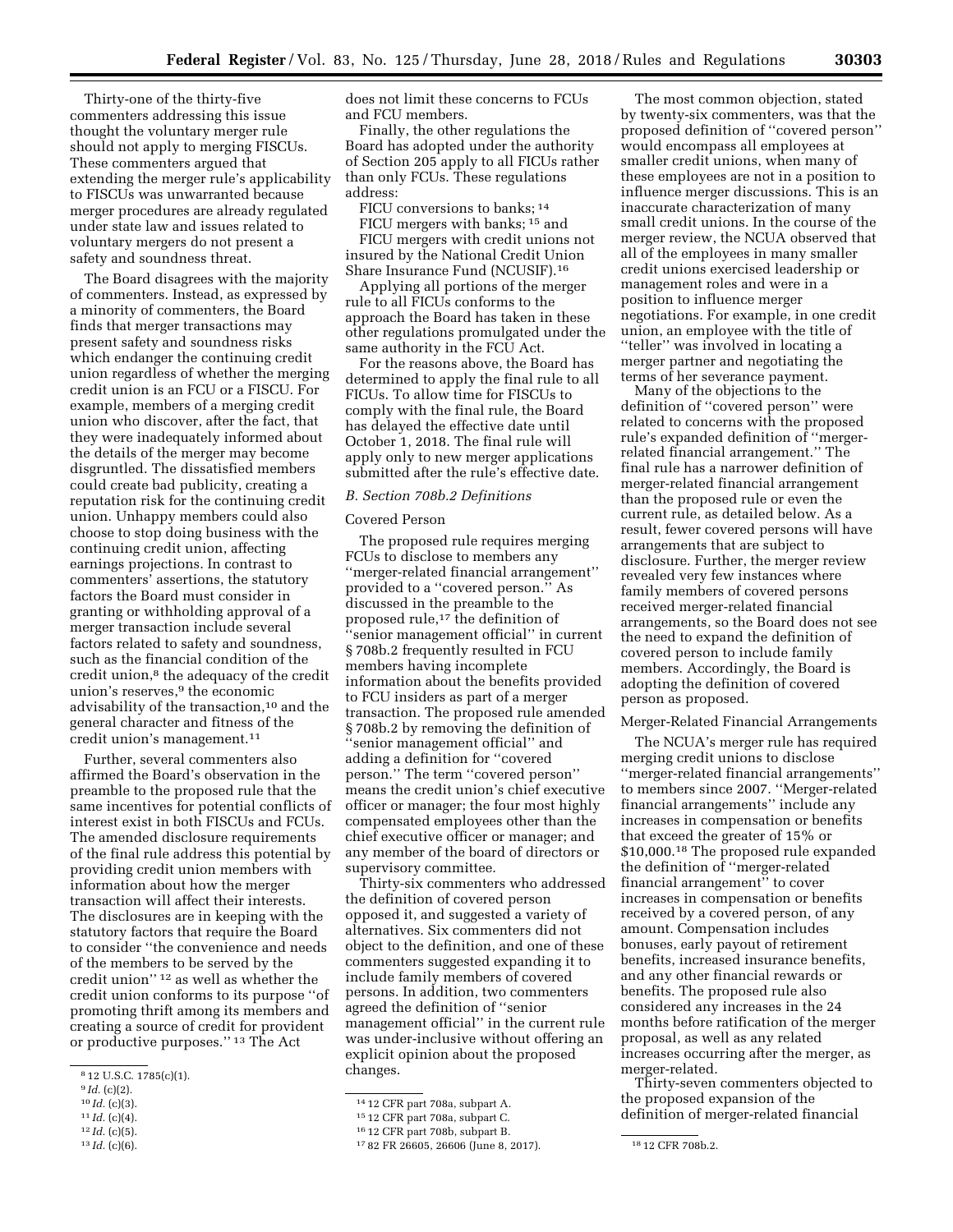Thirty-one of the thirty-five commenters addressing this issue thought the voluntary merger rule should not apply to merging FISCUs. These commenters argued that extending the merger rule's applicability to FISCUs was unwarranted because merger procedures are already regulated under state law and issues related to voluntary mergers do not present a safety and soundness threat.

The Board disagrees with the majority of commenters. Instead, as expressed by a minority of commenters, the Board finds that merger transactions may present safety and soundness risks which endanger the continuing credit union regardless of whether the merging credit union is an FCU or a FISCU. For example, members of a merging credit union who discover, after the fact, that they were inadequately informed about the details of the merger may become disgruntled. The dissatisfied members could create bad publicity, creating a reputation risk for the continuing credit union. Unhappy members could also choose to stop doing business with the continuing credit union, affecting earnings projections. In contrast to commenters' assertions, the statutory factors the Board must consider in granting or withholding approval of a merger transaction include several factors related to safety and soundness, such as the financial condition of the credit union,[8] the adequacy of the credit union's reserves,[9] the economic advisability of the transaction,[10] and the general character and fitness of the credit union's management.[11]

Further, several commenters also affirmed the Board's observation in the preamble to the proposed rule that the same incentives for potential conflicts of interest exist in both FISCUs and FCUs. The amended disclosure requirements of the final rule address this potential by providing credit union members with information about how the merger transaction will affect their interests. The disclosures are in keeping with the statutory factors that require the Board to consider "the convenience and needs of the members to be served by the credit union"[12] as well as whether the credit union conforms to its purpose "of promoting thrift among its members and creating a source of credit for provident or productive purposes."[13] The Act does not limit these concerns to FCUs and FCU members.

Finally, the other regulations the Board has adopted under the authority of Section 205 apply to all FICUs rather than only FCUs. These regulations address:

FICU conversions to banks;[14]

FICU mergers with banks;[15] and

FICU mergers with credit unions not insured by the National Credit Union Share Insurance Fund (NCUSIF).[16]

Applying all portions of the merger rule to all FICUs conforms to the approach the Board has taken in these other regulations promulgated under the same authority in the FCU Act.

For the reasons above, the Board has determined to apply the final rule to all FICUs. To allow time for FISCUs to comply with the final rule, the Board has delayed the effective date until October 1, 2018. The final rule will apply only to new merger applications submitted after the rule's effective date.

### *B. Section 708b.2 Definitions*

#### Covered Person

The proposed rule requires merging FCUs to disclose to members any "merger-related financial arrangement" provided to a "covered person." As discussed in the preamble to the proposed rule,[17] the definition of "senior management official" in current § 708b.2 frequently resulted in FCU members having incomplete information about the benefits provided to FCU insiders as part of a merger transaction. The proposed rule amended § 708b.2 by removing the definition of "senior management official" and adding a definition for "covered person." The term "covered person" means the credit union's chief executive officer or manager; the four most highly compensated employees other than the chief executive officer or manager; and any member of the board of directors or supervisory committee.

Thirty-six commenters who addressed the definition of covered person opposed it, and suggested a variety of alternatives. Six commenters did not object to the definition, and one of these commenters suggested expanding it to include family members of covered persons. In addition, two commenters agreed the definition of "senior management official" in the current rule was under-inclusive without offering an explicit opinion about the proposed changes.

The most common objection, stated by twenty-six commenters, was that the proposed definition of "covered person" would encompass all employees at smaller credit unions, when many of these employees are not in a position to influence merger discussions. This is an inaccurate characterization of many small credit unions. In the course of the merger review, the NCUA observed that all of the employees in many smaller credit unions exercised leadership or management roles and were in a position to influence merger negotiations. For example, in one credit union, an employee with the title of "teller" was involved in locating a merger partner and negotiating the terms of her severance payment.

Many of the objections to the definition of "covered person" were related to concerns with the proposed rule's expanded definition of "merger-related financial arrangement." The final rule has a narrower definition of merger-related financial arrangement than the proposed rule or even the current rule, as detailed below. As a result, fewer covered persons will have arrangements that are subject to disclosure. Further, the merger review revealed very few instances where family members of covered persons received merger-related financial arrangements, so the Board does not see the need to expand the definition of covered person to include family members. Accordingly, the Board is adopting the definition of covered person as proposed.

#### Merger-Related Financial Arrangements

The NCUA's merger rule has required merging credit unions to disclose "merger-related financial arrangements" to members since 2007. "Merger-related financial arrangements" include any increases in compensation or benefits that exceed the greater of 15% or $10,000.[18] The proposed rule expanded the definition of "merger-related financial arrangement" to cover increases in compensation or benefits received by a covered person, of any amount. Compensation includes bonuses, early payout of retirement benefits, increased insurance benefits, and any other financial rewards or benefits. The proposed rule also considered any increases in the 24 months before ratification of the merger proposal, as well as any related increases occurring after the merger, as merger-related.

Thirty-seven commenters objected to the proposed expansion of the definition of merger-related financial

---

[8] 12 U.S.C. 1785(c)(1).

[9] *Id.* (c)(2).

[10] *Id.* (c)(3).

[11] *Id.* (c)(4).

[12] *Id.* (c)(5).

[13] *Id.* (c)(6).

[14] 12 CFR part 708a, subpart A.

[15] 12 CFR part 708a, subpart C.

[16] 12 CFR part 708b, subpart B.

[17] 82 FR 26605, 26606 (June 8, 2017).

[18] 12 CFR 708b.2.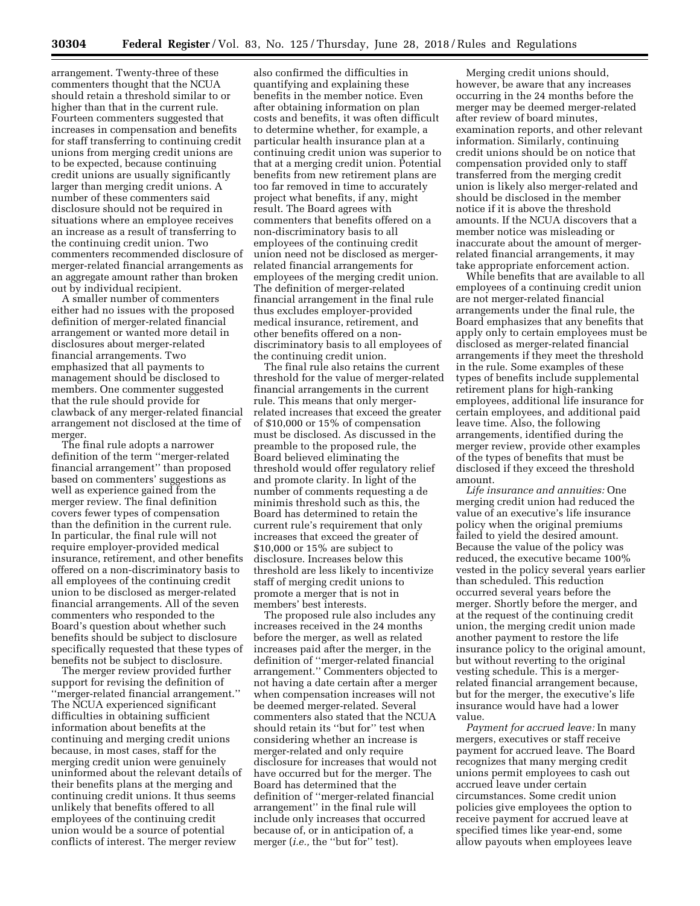arrangement. Twenty-three of these commenters thought that the NCUA should retain a threshold similar to or higher than that in the current rule. Fourteen commenters suggested that increases in compensation and benefits for staff transferring to continuing credit unions from merging credit unions are to be expected, because continuing credit unions are usually significantly larger than merging credit unions. A number of these commenters said disclosure should not be required in situations where an employee receives an increase as a result of transferring to the continuing credit union. Two commenters recommended disclosure of merger-related financial arrangements as an aggregate amount rather than broken out by individual recipient.

A smaller number of commenters either had no issues with the proposed definition of merger-related financial arrangement or wanted more detail in disclosures about merger-related financial arrangements. Two emphasized that all payments to management should be disclosed to members. One commenter suggested that the rule should provide for clawback of any merger-related financial arrangement not disclosed at the time of merger.

The final rule adopts a narrower definition of the term ''merger-related financial arrangement'' than proposed based on commenters' suggestions as well as experience gained from the merger review. The final definition covers fewer types of compensation than the definition in the current rule. In particular, the final rule will not require employer-provided medical insurance, retirement, and other benefits offered on a non-discriminatory basis to all employees of the continuing credit union to be disclosed as merger-related financial arrangements. All of the seven commenters who responded to the Board's question about whether such benefits should be subject to disclosure specifically requested that these types of benefits not be subject to disclosure.

The merger review provided further support for revising the definition of ''merger-related financial arrangement.'' The NCUA experienced significant difficulties in obtaining sufficient information about benefits at the continuing and merging credit unions because, in most cases, staff for the merging credit union were genuinely uninformed about the relevant details of their benefits plans at the merging and continuing credit unions. It thus seems unlikely that benefits offered to all employees of the continuing credit union would be a source of potential conflicts of interest. The merger review also confirmed the difficulties in quantifying and explaining these benefits in the member notice. Even after obtaining information on plan costs and benefits, it was often difficult to determine whether, for example, a particular health insurance plan at a continuing credit union was superior to that at a merging credit union. Potential benefits from new retirement plans are too far removed in time to accurately project what benefits, if any, might result. The Board agrees with commenters that benefits offered on a non-discriminatory basis to all employees of the continuing credit union need not be disclosed as merger-related financial arrangements for employees of the merging credit union. The definition of merger-related financial arrangement in the final rule thus excludes employer-provided medical insurance, retirement, and other benefits offered on a non-discriminatory basis to all employees of the continuing credit union.

The final rule also retains the current threshold for the value of merger-related financial arrangements in the current rule. This means that only merger-related increases that exceed the greater of $10,000 or 15% of compensation must be disclosed. As discussed in the preamble to the proposed rule, the Board believed eliminating the threshold would offer regulatory relief and promote clarity. In light of the number of comments requesting a de minimis threshold such as this, the Board has determined to retain the current rule's requirement that only increases that exceed the greater of $10,000 or 15% are subject to disclosure. Increases below this threshold are less likely to incentivize staff of merging credit unions to promote a merger that is not in members' best interests.

The proposed rule also includes any increases received in the 24 months before the merger, as well as related increases paid after the merger, in the definition of ''merger-related financial arrangement.'' Commenters objected to not having a date certain after a merger when compensation increases will not be deemed merger-related. Several commenters also stated that the NCUA should retain its ''but for'' test when considering whether an increase is merger-related and only require disclosure for increases that would not have occurred but for the merger. The Board has determined that the definition of ''merger-related financial arrangement'' in the final rule will include only increases that occurred because of, or in anticipation of, a merger (*i.e.,* the ''but for'' test).

Merging credit unions should, however, be aware that any increases occurring in the 24 months before the merger may be deemed merger-related after review of board minutes, examination reports, and other relevant information. Similarly, continuing credit unions should be on notice that compensation provided only to staff transferred from the merging credit union is likely also merger-related and should be disclosed in the member notice if it is above the threshold amounts. If the NCUA discovers that a member notice was misleading or inaccurate about the amount of merger-related financial arrangements, it may take appropriate enforcement action.

While benefits that are available to all employees of a continuing credit union are not merger-related financial arrangements under the final rule, the Board emphasizes that any benefits that apply only to certain employees must be disclosed as merger-related financial arrangements if they meet the threshold in the rule. Some examples of these types of benefits include supplemental retirement plans for high-ranking employees, additional life insurance for certain employees, and additional paid leave time. Also, the following arrangements, identified during the merger review, provide other examples of the types of benefits that must be disclosed if they exceed the threshold amount.

*Life insurance and annuities:* One merging credit union had reduced the value of an executive's life insurance policy when the original premiums failed to yield the desired amount. Because the value of the policy was reduced, the executive became 100% vested in the policy several years earlier than scheduled. This reduction occurred several years before the merger. Shortly before the merger, and at the request of the continuing credit union, the merging credit union made another payment to restore the life insurance policy to the original amount, but without reverting to the original vesting schedule. This is a merger-related financial arrangement because, but for the merger, the executive's life insurance would have had a lower value.

*Payment for accrued leave:* In many mergers, executives or staff receive payment for accrued leave. The Board recognizes that many merging credit unions permit employees to cash out accrued leave under certain circumstances. Some credit union policies give employees the option to receive payment for accrued leave at specified times like year-end, some allow payouts when employees leave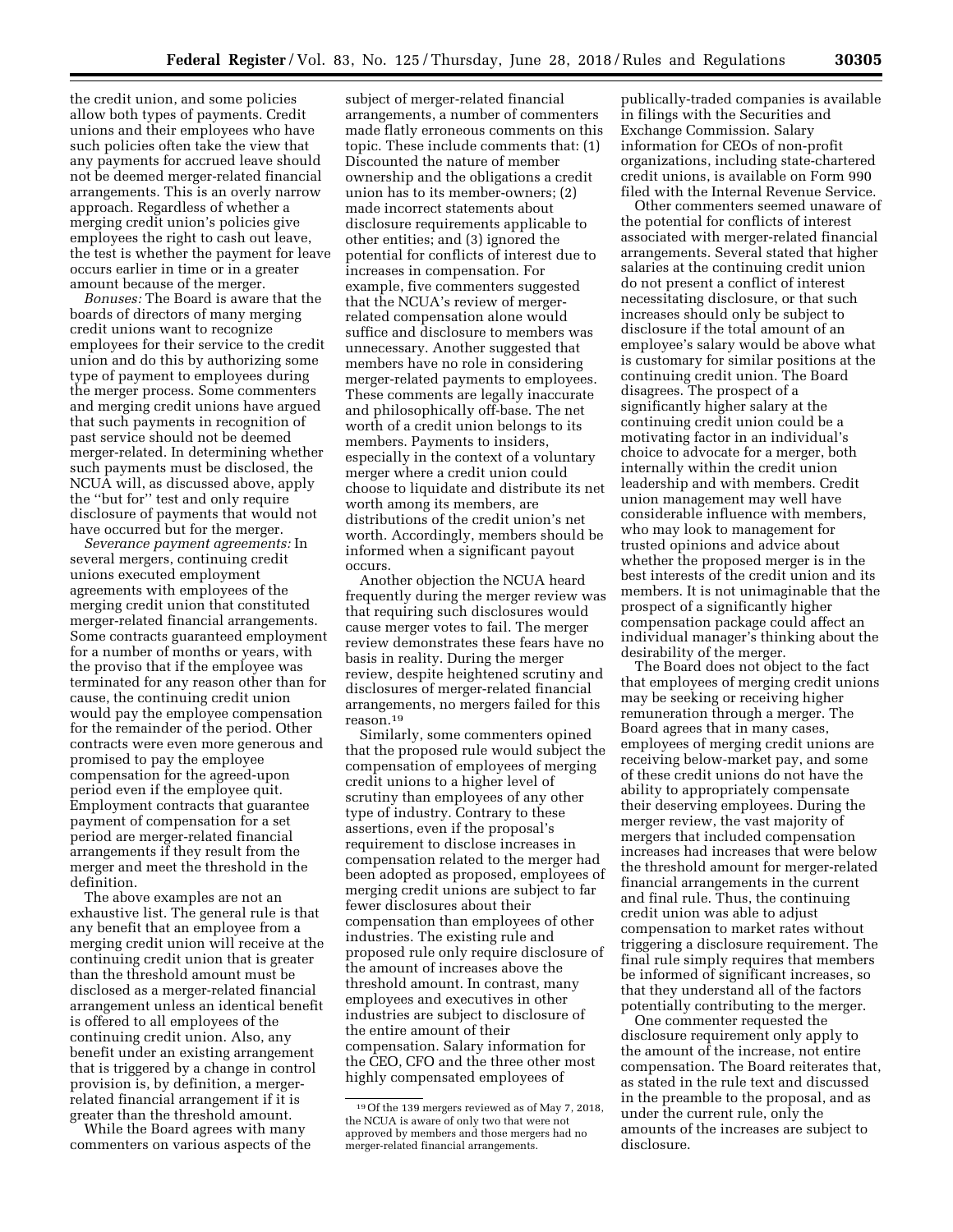the credit union, and some policies allow both types of payments. Credit unions and their employees who have such policies often take the view that any payments for accrued leave should not be deemed merger-related financial arrangements. This is an overly narrow approach. Regardless of whether a merging credit union's policies give employees the right to cash out leave, the test is whether the payment for leave occurs earlier in time or in a greater amount because of the merger.

*Bonuses:* The Board is aware that the boards of directors of many merging credit unions want to recognize employees for their service to the credit union and do this by authorizing some type of payment to employees during the merger process. Some commenters and merging credit unions have argued that such payments in recognition of past service should not be deemed merger-related. In determining whether such payments must be disclosed, the NCUA will, as discussed above, apply the ''but for'' test and only require disclosure of payments that would not have occurred but for the merger.

*Severance payment agreements:* In several mergers, continuing credit unions executed employment agreements with employees of the merging credit union that constituted merger-related financial arrangements. Some contracts guaranteed employment for a number of months or years, with the proviso that if the employee was terminated for any reason other than for cause, the continuing credit union would pay the employee compensation for the remainder of the period. Other contracts were even more generous and promised to pay the employee compensation for the agreed-upon period even if the employee quit. Employment contracts that guarantee payment of compensation for a set period are merger-related financial arrangements if they result from the merger and meet the threshold in the definition.

The above examples are not an exhaustive list. The general rule is that any benefit that an employee from a merging credit union will receive at the continuing credit union that is greater than the threshold amount must be disclosed as a merger-related financial arrangement unless an identical benefit is offered to all employees of the continuing credit union. Also, any benefit under an existing arrangement that is triggered by a change in control provision is, by definition, a merger-related financial arrangement if it is greater than the threshold amount.

While the Board agrees with many commenters on various aspects of the subject of merger-related financial arrangements, a number of commenters made flatly erroneous comments on this topic. These include comments that: (1) Discounted the nature of member ownership and the obligations a credit union has to its member-owners; (2) made incorrect statements about disclosure requirements applicable to other entities; and (3) ignored the potential for conflicts of interest due to increases in compensation. For example, five commenters suggested that the NCUA's review of merger-related compensation alone would suffice and disclosure to members was unnecessary. Another suggested that members have no role in considering merger-related payments to employees. These comments are legally inaccurate and philosophically off-base. The net worth of a credit union belongs to its members. Payments to insiders, especially in the context of a voluntary merger where a credit union could choose to liquidate and distribute its net worth among its members, are distributions of the credit union's net worth. Accordingly, members should be informed when a significant payout occurs.

Another objection the NCUA heard frequently during the merger review was that requiring such disclosures would cause merger votes to fail. The merger review demonstrates these fears have no basis in reality. During the merger review, despite heightened scrutiny and disclosures of merger-related financial arrangements, no mergers failed for this reason.[19]

Similarly, some commenters opined that the proposed rule would subject the compensation of employees of merging credit unions to a higher level of scrutiny than employees of any other type of industry. Contrary to these assertions, even if the proposal's requirement to disclose increases in compensation related to the merger had been adopted as proposed, employees of merging credit unions are subject to far fewer disclosures about their compensation than employees of other industries. The existing rule and proposed rule only require disclosure of the amount of increases above the threshold amount. In contrast, many employees and executives in other industries are subject to disclosure of the entire amount of their compensation. Salary information for the CEO, CFO and the three other most highly compensated employees of publically-traded companies is available in filings with the Securities and Exchange Commission. Salary information for CEOs of non-profit organizations, including state-chartered credit unions, is available on Form 990 filed with the Internal Revenue Service.

Other commenters seemed unaware of the potential for conflicts of interest associated with merger-related financial arrangements. Several stated that higher salaries at the continuing credit union do not present a conflict of interest necessitating disclosure, or that such increases should only be subject to disclosure if the total amount of an employee's salary would be above what is customary for similar positions at the continuing credit union. The Board disagrees. The prospect of a significantly higher salary at the continuing credit union could be a motivating factor in an individual's choice to advocate for a merger, both internally within the credit union leadership and with members. Credit union management may well have considerable influence with members, who may look to management for trusted opinions and advice about whether the proposed merger is in the best interests of the credit union and its members. It is not unimaginable that the prospect of a significantly higher compensation package could affect an individual manager's thinking about the desirability of the merger.

The Board does not object to the fact that employees of merging credit unions may be seeking or receiving higher remuneration through a merger. The Board agrees that in many cases, employees of merging credit unions are receiving below-market pay, and some of these credit unions do not have the ability to appropriately compensate their deserving employees. During the merger review, the vast majority of mergers that included compensation increases had increases that were below the threshold amount for merger-related financial arrangements in the current and final rule. Thus, the continuing credit union was able to adjust compensation to market rates without triggering a disclosure requirement. The final rule simply requires that members be informed of significant increases, so that they understand all of the factors potentially contributing to the merger.

One commenter requested the disclosure requirement only apply to the amount of the increase, not entire compensation. The Board reiterates that, as stated in the rule text and discussed in the preamble to the proposal, and as under the current rule, only the amounts of the increases are subject to disclosure.

---

[19] Of the 139 mergers reviewed as of May 7, 2018, the NCUA is aware of only two that were not approved by members and those mergers had no merger-related financial arrangements.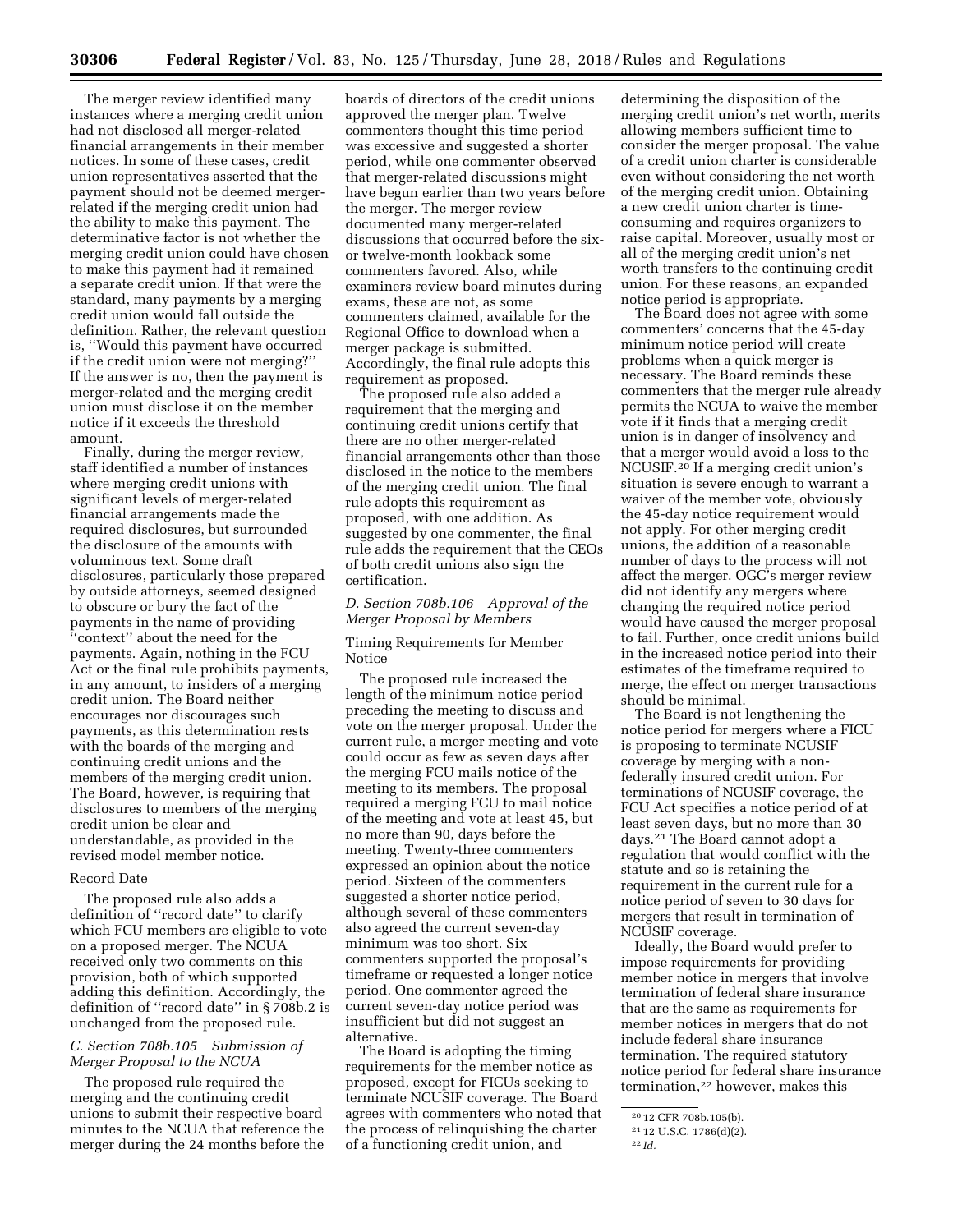The merger review identified many instances where a merging credit union had not disclosed all merger-related financial arrangements in their member notices. In some of these cases, credit union representatives asserted that the payment should not be deemed merger-related if the merging credit union had the ability to make this payment. The determinative factor is not whether the merging credit union could have chosen to make this payment had it remained a separate credit union. If that were the standard, many payments by a merging credit union would fall outside the definition. Rather, the relevant question is, ''Would this payment have occurred if the credit union were not merging?'' If the answer is no, then the payment is merger-related and the merging credit union must disclose it on the member notice if it exceeds the threshold amount.

Finally, during the merger review, staff identified a number of instances where merging credit unions with significant levels of merger-related financial arrangements made the required disclosures, but surrounded the disclosure of the amounts with voluminous text. Some draft disclosures, particularly those prepared by outside attorneys, seemed designed to obscure or bury the fact of the payments in the name of providing ''context'' about the need for the payments. Again, nothing in the FCU Act or the final rule prohibits payments, in any amount, to insiders of a merging credit union. The Board neither encourages nor discourages such payments, as this determination rests with the boards of the merging and continuing credit unions and the members of the merging credit union. The Board, however, is requiring that disclosures to members of the merging credit union be clear and understandable, as provided in the revised model member notice.

Record Date

The proposed rule also adds a definition of ''record date'' to clarify which FCU members are eligible to vote on a proposed merger. The NCUA received only two comments on this provision, both of which supported adding this definition. Accordingly, the definition of ''record date'' in § 708b.2 is unchanged from the proposed rule.

### *C. Section 708b.105 Submission of Merger Proposal to the NCUA*

The proposed rule required the merging and the continuing credit unions to submit their respective board minutes to the NCUA that reference the merger during the 24 months before the boards of directors of the credit unions approved the merger plan. Twelve commenters thought this time period was excessive and suggested a shorter period, while one commenter observed that merger-related discussions might have begun earlier than two years before the merger. The merger review documented many merger-related discussions that occurred before the six- or twelve-month lookback some commenters favored. Also, while examiners review board minutes during exams, these are not, as some commenters claimed, available for the Regional Office to download when a merger package is submitted. Accordingly, the final rule adopts this requirement as proposed.

The proposed rule also added a requirement that the merging and continuing credit unions certify that there are no other merger-related financial arrangements other than those disclosed in the notice to the members of the merging credit union. The final rule adopts this requirement as proposed, with one addition. As suggested by one commenter, the final rule adds the requirement that the CEOs of both credit unions also sign the certification.

### *D. Section 708b.106 Approval of the Merger Proposal by Members*

Timing Requirements for Member Notice

The proposed rule increased the length of the minimum notice period preceding the meeting to discuss and vote on the merger proposal. Under the current rule, a merger meeting and vote could occur as few as seven days after the merging FCU mails notice of the meeting to its members. The proposal required a merging FCU to mail notice of the meeting and vote at least 45, but no more than 90, days before the meeting. Twenty-three commenters expressed an opinion about the notice period. Sixteen of the commenters suggested a shorter notice period, although several of these commenters also agreed the current seven-day minimum was too short. Six commenters supported the proposal's timeframe or requested a longer notice period. One commenter agreed the current seven-day notice period was insufficient but did not suggest an alternative.

The Board is adopting the timing requirements for the member notice as proposed, except for FICUs seeking to terminate NCUSIF coverage. The Board agrees with commenters who noted that the process of relinquishing the charter of a functioning credit union, and determining the disposition of the merging credit union's net worth, merits allowing members sufficient time to consider the merger proposal. The value of a credit union charter is considerable even without considering the net worth of the merging credit union. Obtaining a new credit union charter is time-consuming and requires organizers to raise capital. Moreover, usually most or all of the merging credit union's net worth transfers to the continuing credit union. For these reasons, an expanded notice period is appropriate.

The Board does not agree with some commenters' concerns that the 45-day minimum notice period will create problems when a quick merger is necessary. The Board reminds these commenters that the merger rule already permits the NCUA to waive the member vote if it finds that a merging credit union is in danger of insolvency and that a merger would avoid a loss to the NCUSIF.[20] If a merging credit union's situation is severe enough to warrant a waiver of the member vote, obviously the 45-day notice requirement would not apply. For other merging credit unions, the addition of a reasonable number of days to the process will not affect the merger. OGC's merger review did not identify any mergers where changing the required notice period would have caused the merger proposal to fail. Further, once credit unions build in the increased notice period into their estimates of the timeframe required to merge, the effect on merger transactions should be minimal.

The Board is not lengthening the notice period for mergers where a FICU is proposing to terminate NCUSIF coverage by merging with a non-federally insured credit union. For terminations of NCUSIF coverage, the FCU Act specifies a notice period of at least seven days, but no more than 30 days.[21] The Board cannot adopt a regulation that would conflict with the statute and so is retaining the requirement in the current rule for a notice period of seven to 30 days for mergers that result in termination of NCUSIF coverage.

Ideally, the Board would prefer to impose requirements for providing member notice in mergers that involve termination of federal share insurance that are the same as requirements for member notices in mergers that do not include federal share insurance termination. The required statutory notice period for federal share insurance termination,[22] however, makes this

[20] 12 CFR 708b.105(b).

[21] 12 U.S.C. 1786(d)(2).

[22] *Id.*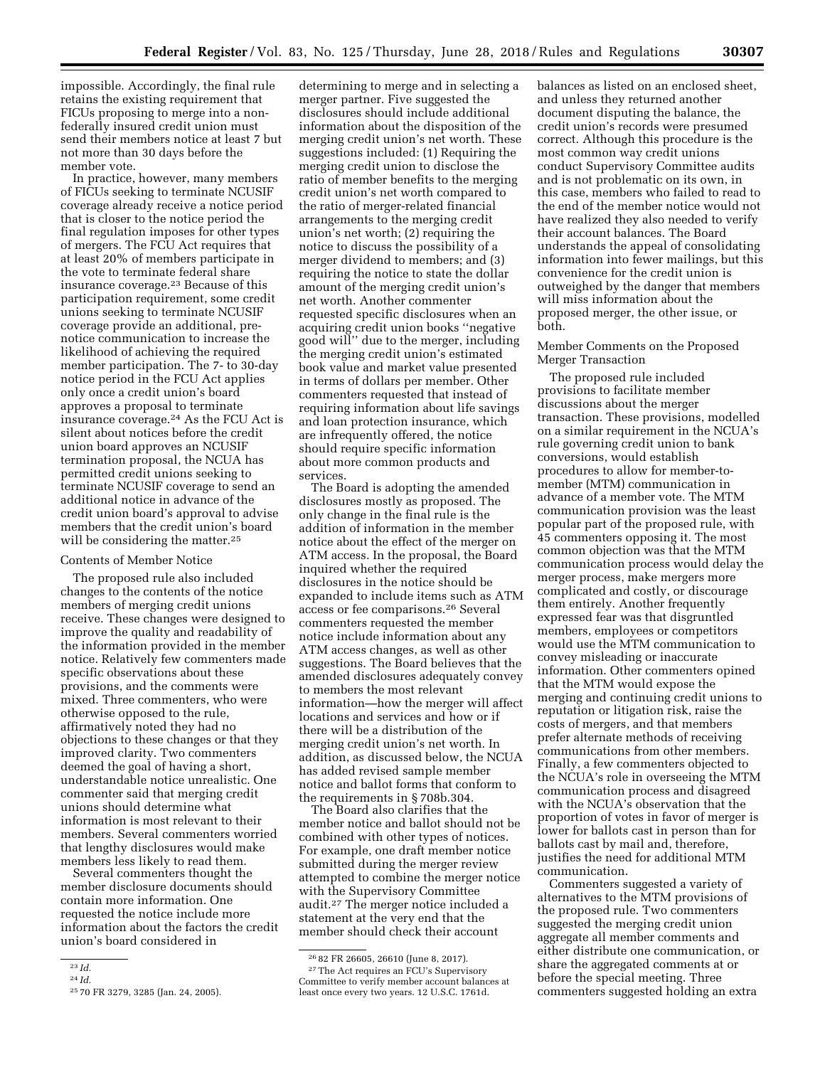impossible. Accordingly, the final rule retains the existing requirement that FICUs proposing to merge into a non-federally insured credit union must send their members notice at least 7 but not more than 30 days before the member vote.

In practice, however, many members of FICUs seeking to terminate NCUSIF coverage already receive a notice period that is closer to the notice period the final regulation imposes for other types of mergers. The FCU Act requires that at least 20% of members participate in the vote to terminate federal share insurance coverage.[23] Because of this participation requirement, some credit unions seeking to terminate NCUSIF coverage provide an additional, pre-notice communication to increase the likelihood of achieving the required member participation. The 7- to 30-day notice period in the FCU Act applies only once a credit union's board approves a proposal to terminate insurance coverage.[24] As the FCU Act is silent about notices before the credit union board approves an NCUSIF termination proposal, the NCUA has permitted credit unions seeking to terminate NCUSIF coverage to send an additional notice in advance of the credit union board's approval to advise members that the credit union's board will be considering the matter.[25]

Contents of Member Notice

The proposed rule also included changes to the contents of the notice members of merging credit unions receive. These changes were designed to improve the quality and readability of the information provided in the member notice. Relatively few commenters made specific observations about these provisions, and the comments were mixed. Three commenters, who were otherwise opposed to the rule, affirmatively noted they had no objections to these changes or that they improved clarity. Two commenters deemed the goal of having a short, understandable notice unrealistic. One commenter said that merging credit unions should determine what information is most relevant to their members. Several commenters worried that lengthy disclosures would make members less likely to read them.

Several commenters thought the member disclosure documents should contain more information. One requested the notice include more information about the factors the credit union's board considered in determining to merge and in selecting a merger partner. Five suggested the disclosures should include additional information about the disposition of the merging credit union's net worth. These suggestions included: (1) Requiring the merging credit union to disclose the ratio of member benefits to the merging credit union's net worth compared to the ratio of merger-related financial arrangements to the merging credit union's net worth; (2) requiring the notice to discuss the possibility of a merger dividend to members; and (3) requiring the notice to state the dollar amount of the merging credit union's net worth. Another commenter requested specific disclosures when an acquiring credit union books "negative good will" due to the merger, including the merging credit union's estimated book value and market value presented in terms of dollars per member. Other commenters requested that instead of requiring information about life savings and loan protection insurance, which are infrequently offered, the notice should require specific information about more common products and services.

The Board is adopting the amended disclosures mostly as proposed. The only change in the final rule is the addition of information in the member notice about the effect of the merger on ATM access. In the proposal, the Board inquired whether the required disclosures in the notice should be expanded to include items such as ATM access or fee comparisons.[26] Several commenters requested the member notice include information about any ATM access changes, as well as other suggestions. The Board believes that the amended disclosures adequately convey to members the most relevant information—how the merger will affect locations and services and how or if there will be a distribution of the merging credit union's net worth. In addition, as discussed below, the NCUA has added revised sample member notice and ballot forms that conform to the requirements in § 708b.304.

The Board also clarifies that the member notice and ballot should not be combined with other types of notices. For example, one draft member notice submitted during the merger review attempted to combine the merger notice with the Supervisory Committee audit.[27] The merger notice included a statement at the very end that the member should check their account balances as listed on an enclosed sheet, and unless they returned another document disputing the balance, the credit union's records were presumed correct. Although this procedure is the most common way credit unions conduct Supervisory Committee audits and is not problematic on its own, in this case, members who failed to read to the end of the member notice would not have realized they also needed to verify their account balances. The Board understands the appeal of consolidating information into fewer mailings, but this convenience for the credit union is outweighed by the danger that members will miss information about the proposed merger, the other issue, or both.

Member Comments on the Proposed Merger Transaction

The proposed rule included provisions to facilitate member discussions about the merger transaction. These provisions, modelled on a similar requirement in the NCUA's rule governing credit union to bank conversions, would establish procedures to allow for member-to-member (MTM) communication in advance of a member vote. The MTM communication provision was the least popular part of the proposed rule, with 45 commenters opposing it. The most common objection was that the MTM communication process would delay the merger process, make mergers more complicated and costly, or discourage them entirely. Another frequently expressed fear was that disgruntled members, employees or competitors would use the MTM communication to convey misleading or inaccurate information. Other commenters opined that the MTM would expose the merging and continuing credit unions to reputation or litigation risk, raise the costs of mergers, and that members prefer alternate methods of receiving communications from other members. Finally, a few commenters objected to the NCUA's role in overseeing the MTM communication process and disagreed with the NCUA's observation that the proportion of votes in favor of merger is lower for ballots cast in person than for ballots cast by mail and, therefore, justifies the need for additional MTM communication.

Commenters suggested a variety of alternatives to the MTM provisions of the proposed rule. Two commenters suggested the merging credit union aggregate all member comments and either distribute one communication, or share the aggregated comments at or before the special meeting. Three commenters suggested holding an extra

---

[23] *Id.*

[24] *Id.*

[25] 70 FR 3279, 3285 (Jan. 24, 2005).

[26] 82 FR 26605, 26610 (June 8, 2017).

[27] The Act requires an FCU's Supervisory Committee to verify member account balances at least once every two years. 12 U.S.C. 1761d.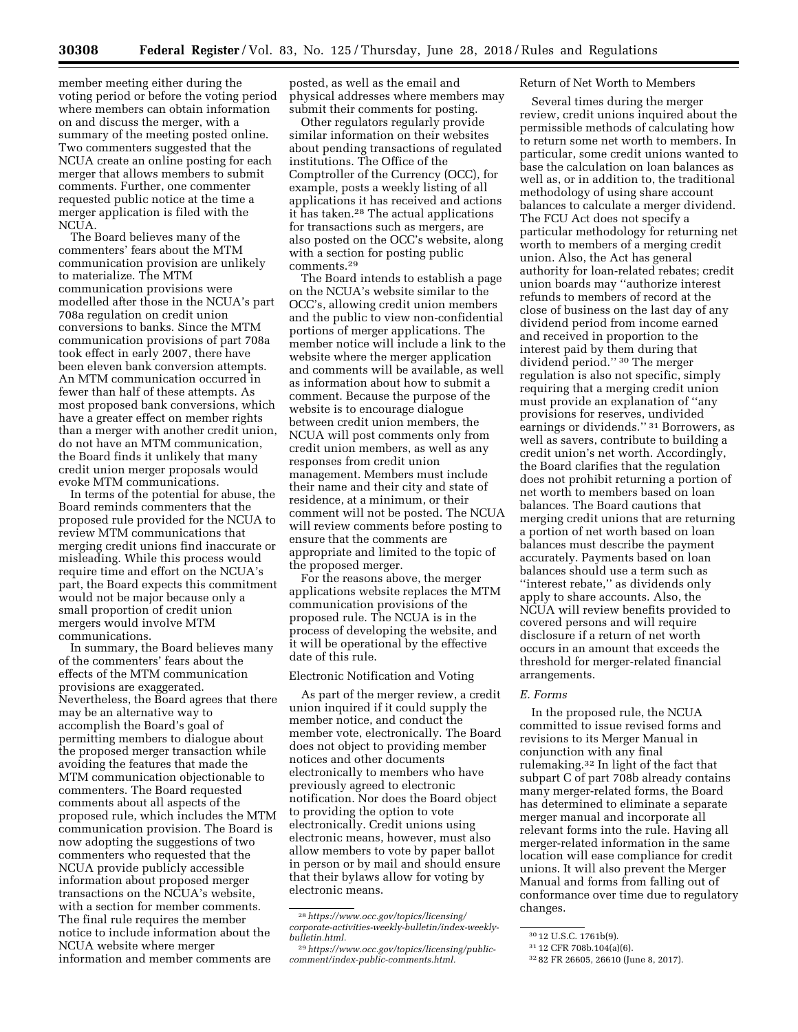member meeting either during the voting period or before the voting period where members can obtain information on and discuss the merger, with a summary of the meeting posted online. Two commenters suggested that the NCUA create an online posting for each merger that allows members to submit comments. Further, one commenter requested public notice at the time a merger application is filed with the NCUA.

The Board believes many of the commenters' fears about the MTM communication provision are unlikely to materialize. The MTM communication provisions were modelled after those in the NCUA's part 708a regulation on credit union conversions to banks. Since the MTM communication provisions of part 708a took effect in early 2007, there have been eleven bank conversion attempts. An MTM communication occurred in fewer than half of these attempts. As most proposed bank conversions, which have a greater effect on member rights than a merger with another credit union, do not have an MTM communication, the Board finds it unlikely that many credit union merger proposals would evoke MTM communications.

In terms of the potential for abuse, the Board reminds commenters that the proposed rule provided for the NCUA to review MTM communications that merging credit unions find inaccurate or misleading. While this process would require time and effort on the NCUA's part, the Board expects this commitment would not be major because only a small proportion of credit union mergers would involve MTM communications.

In summary, the Board believes many of the commenters' fears about the effects of the MTM communication provisions are exaggerated. Nevertheless, the Board agrees that there may be an alternative way to accomplish the Board's goal of permitting members to dialogue about the proposed merger transaction while avoiding the features that made the MTM communication objectionable to commenters. The Board requested comments about all aspects of the proposed rule, which includes the MTM communication provision. The Board is now adopting the suggestions of two commenters who requested that the NCUA provide publicly accessible information about proposed merger transactions on the NCUA's website, with a section for member comments. The final rule requires the member notice to include information about the NCUA website where merger information and member comments are posted, as well as the email and physical addresses where members may submit their comments for posting.

Other regulators regularly provide similar information on their websites about pending transactions of regulated institutions. The Office of the Comptroller of the Currency (OCC), for example, posts a weekly listing of all applications it has received and actions it has taken.[28] The actual applications for transactions such as mergers, are also posted on the OCC's website, along with a section for posting public comments.[29]

The Board intends to establish a page on the NCUA's website similar to the OCC's, allowing credit union members and the public to view non-confidential portions of merger applications. The member notice will include a link to the website where the merger application and comments will be available, as well as information about how to submit a comment. Because the purpose of the website is to encourage dialogue between credit union members, the NCUA will post comments only from credit union members, as well as any responses from credit union management. Members must include their name and their city and state of residence, at a minimum, or their comment will not be posted. The NCUA will review comments before posting to ensure that the comments are appropriate and limited to the topic of the proposed merger.

For the reasons above, the merger applications website replaces the MTM communication provisions of the proposed rule. The NCUA is in the process of developing the website, and it will be operational by the effective date of this rule.

Electronic Notification and Voting

As part of the merger review, a credit union inquired if it could supply the member notice, and conduct the member vote, electronically. The Board does not object to providing member notices and other documents electronically to members who have previously agreed to electronic notification. Nor does the Board object to providing the option to vote electronically. Credit unions using electronic means, however, must also allow members to vote by paper ballot in person or by mail and should ensure that their bylaws allow for voting by electronic means.

Return of Net Worth to Members

Several times during the merger review, credit unions inquired about the permissible methods of calculating how to return some net worth to members. In particular, some credit unions wanted to base the calculation on loan balances as well as, or in addition to, the traditional methodology of using share account balances to calculate a merger dividend. The FCU Act does not specify a particular methodology for returning net worth to members of a merging credit union. Also, the Act has general authority for loan-related rebates; credit union boards may "authorize interest refunds to members of record at the close of business on the last day of any dividend period from income earned and received in proportion to the interest paid by them during that dividend period."[30] The merger regulation is also not specific, simply requiring that a merging credit union must provide an explanation of "any provisions for reserves, undivided earnings or dividends."[31] Borrowers, as well as savers, contribute to building a credit union's net worth. Accordingly, the Board clarifies that the regulation does not prohibit returning a portion of net worth to members based on loan balances. The Board cautions that merging credit unions that are returning a portion of net worth based on loan balances must describe the payment accurately. Payments based on loan balances should use a term such as "interest rebate," as dividends only apply to share accounts. Also, the NCUA will review benefits provided to covered persons and will require disclosure if a return of net worth occurs in an amount that exceeds the threshold for merger-related financial arrangements.

### *E. Forms*

In the proposed rule, the NCUA committed to issue revised forms and revisions to its Merger Manual in conjunction with any final rulemaking.[32] In light of the fact that subpart C of part 708b already contains many merger-related forms, the Board has determined to eliminate a separate merger manual and incorporate all relevant forms into the rule. Having all merger-related information in the same location will ease compliance for credit unions. It will also prevent the Merger Manual and forms from falling out of conformance over time due to regulatory changes.

---

[28] *https://www.occ.gov/topics/licensing/corporate-activities-weekly-bulletin/index-weekly-bulletin.html.*

[29] *https://www.occ.gov/topics/licensing/public-comment/index-public-comments.html.*

[30] 12 U.S.C. 1761b(9).

[31] 12 CFR 708b.104(a)(6).

[32] 82 FR 26605, 26610 (June 8, 2017).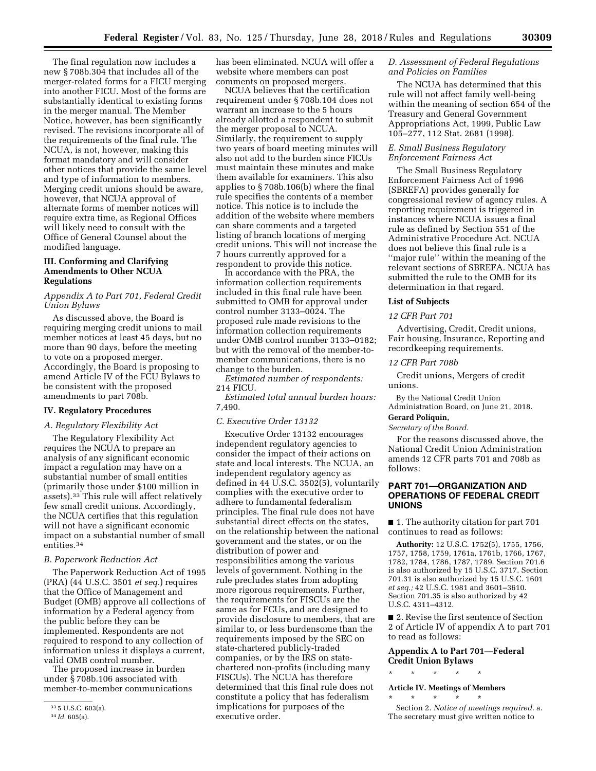The final regulation now includes a new § 708b.304 that includes all of the merger-related forms for a FICU merging into another FICU. Most of the forms are substantially identical to existing forms in the merger manual. The Member Notice, however, has been significantly revised. The revisions incorporate all of the requirements of the final rule. The NCUA, is not, however, making this format mandatory and will consider other notices that provide the same level and type of information to members. Merging credit unions should be aware, however, that NCUA approval of alternate forms of member notices will require extra time, as Regional Offices will likely need to consult with the Office of General Counsel about the modified language.

## III. Conforming and Clarifying Amendments to Other NCUA Regulations

### *Appendix A to Part 701, Federal Credit Union Bylaws*

As discussed above, the Board is requiring merging credit unions to mail member notices at least 45 days, but no more than 90 days, before the meeting to vote on a proposed merger. Accordingly, the Board is proposing to amend Article IV of the FCU Bylaws to be consistent with the proposed amendments to part 708b.

## IV. Regulatory Procedures

### *A. Regulatory Flexibility Act*

The Regulatory Flexibility Act requires the NCUA to prepare an analysis of any significant economic impact a regulation may have on a substantial number of small entities (primarily those under $100 million in assets).[33] This rule will affect relatively few small credit unions. Accordingly, the NCUA certifies that this regulation will not have a significant economic impact on a substantial number of small entities.[34]

### *B. Paperwork Reduction Act*

The Paperwork Reduction Act of 1995 (PRA) (44 U.S.C. 3501 *et seq.*) requires that the Office of Management and Budget (OMB) approve all collections of information by a Federal agency from the public before they can be implemented. Respondents are not required to respond to any collection of information unless it displays a current, valid OMB control number.

The proposed increase in burden under § 708b.106 associated with member-to-member communications has been eliminated. NCUA will offer a website where members can post comments on proposed mergers.

NCUA believes that the certification requirement under § 708b.104 does not warrant an increase to the 5 hours already allotted a respondent to submit the merger proposal to NCUA. Similarly, the requirement to supply two years of board meeting minutes will also not add to the burden since FICUs must maintain these minutes and make them available for examiners. This also applies to § 708b.106(b) where the final rule specifies the contents of a member notice. This notice is to include the addition of the website where members can share comments and a targeted listing of branch locations of merging credit unions. This will not increase the 7 hours currently approved for a respondent to provide this notice.

In accordance with the PRA, the information collection requirements included in this final rule have been submitted to OMB for approval under control number 3133–0024. The proposed rule made revisions to the information collection requirements under OMB control number 3133–0182; but with the removal of the member-to-member communications, there is no change to the burden.

*Estimated number of respondents:* 214 FICU.

*Estimated total annual burden hours:* 7,490.

### *C. Executive Order 13132*

Executive Order 13132 encourages independent regulatory agencies to consider the impact of their actions on state and local interests. The NCUA, an independent regulatory agency as defined in 44 U.S.C. 3502(5), voluntarily complies with the executive order to adhere to fundamental federalism principles. The final rule does not have substantial direct effects on the states, on the relationship between the national government and the states, or on the distribution of power and responsibilities among the various levels of government. Nothing in the rule precludes states from adopting more rigorous requirements. Further, the requirements for FISCUs are the same as for FCUs, and are designed to provide disclosure to members, that are similar to, or less burdensome than the requirements imposed by the SEC on state-chartered publicly-traded companies, or by the IRS on state-chartered non-profits (including many FISCUs). The NCUA has therefore determined that this final rule does not constitute a policy that has federalism implications for purposes of the executive order.

### *D. Assessment of Federal Regulations and Policies on Families*

The NCUA has determined that this rule will not affect family well-being within the meaning of section 654 of the Treasury and General Government Appropriations Act, 1999, Public Law 105–277, 112 Stat. 2681 (1998).

### *E. Small Business Regulatory Enforcement Fairness Act*

The Small Business Regulatory Enforcement Fairness Act of 1996 (SBREFA) provides generally for congressional review of agency rules. A reporting requirement is triggered in instances where NCUA issues a final rule as defined by Section 551 of the Administrative Procedure Act. NCUA does not believe this final rule is a "major rule" within the meaning of the relevant sections of SBREFA. NCUA has submitted the rule to the OMB for its determination in that regard.

## List of Subjects

### *12 CFR Part 701*

Advertising, Credit, Credit unions, Fair housing, Insurance, Reporting and recordkeeping requirements.

### *12 CFR Part 708b*

Credit unions, Mergers of credit unions.

By the National Credit Union Administration Board, on June 21, 2018.

**Gerard Poliquin,**

*Secretary of the Board.*

For the reasons discussed above, the National Credit Union Administration amends 12 CFR parts 701 and 708b as follows:

## PART 701—ORGANIZATION AND OPERATIONS OF FEDERAL CREDIT UNIONS

■ 1. The authority citation for part 701 continues to read as follows:

**Authority:** 12 U.S.C. 1752(5), 1755, 1756, 1757, 1758, 1759, 1761a, 1761b, 1766, 1767, 1782, 1784, 1786, 1787, 1789. Section 701.6 is also authorized by 15 U.S.C. 3717. Section 701.31 is also authorized by 15 U.S.C. 1601 *et seq.;* 42 U.S.C. 1981 and 3601–3610. Section 701.35 is also authorized by 42 U.S.C. 4311–4312.

■ 2. Revise the first sentence of Section 2 of Article IV of appendix A to part 701 to read as follows:

### Appendix A to Part 701—Federal Credit Union Bylaws

\* \* \* \* \*

**Article IV. Meetings of Members**

\* \* \* \* \*

Section 2. *Notice of meetings required.* a. The secretary must give written notice to

---

[33] 5 U.S.C. 603(a).

[34] *Id.* 605(a).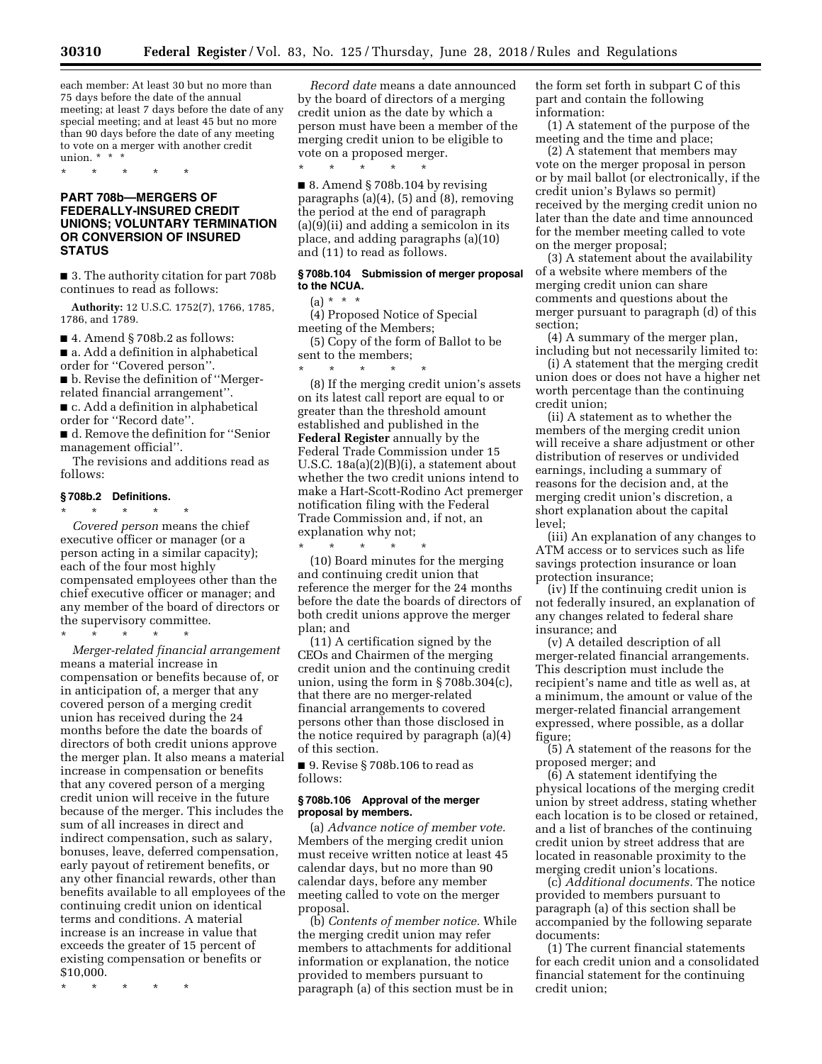each member: At least 30 but no more than 75 days before the date of the annual meeting; at least 7 days before the date of any special meeting; and at least 45 but no more than 90 days before the date of any meeting to vote on a merger with another credit union. * * *

\* \* \* \* \*

## PART 708b—MERGERS OF FEDERALLY-INSURED CREDIT UNIONS; VOLUNTARY TERMINATION OR CONVERSION OF INSURED STATUS

■ 3. The authority citation for part 708b continues to read as follows:

**Authority:** 12 U.S.C. 1752(7), 1766, 1785, 1786, and 1789.

■ 4. Amend § 708b.2 as follows:

■ a. Add a definition in alphabetical order for "Covered person".

■ b. Revise the definition of "Merger-related financial arrangement".

■ c. Add a definition in alphabetical order for "Record date".

■ d. Remove the definition for "Senior management official".

The revisions and additions read as follows:

### § 708b.2 Definitions.

\* \* \* \* \*

*Covered person* means the chief executive officer or manager (or a person acting in a similar capacity); each of the four most highly compensated employees other than the chief executive officer or manager; and any member of the board of directors or the supervisory committee.

\* \* \* \* \*

*Merger-related financial arrangement* means a material increase in compensation or benefits because of, or in anticipation of, a merger that any covered person of a merging credit union has received during the 24 months before the date the boards of directors of both credit unions approve the merger plan. It also means a material increase in compensation or benefits that any covered person of a merging credit union will receive in the future because of the merger. This includes the sum of all increases in direct and indirect compensation, such as salary, bonuses, leave, deferred compensation, early payout of retirement benefits, or any other financial rewards, other than benefits available to all employees of the continuing credit union on identical terms and conditions. A material increase is an increase in value that exceeds the greater of 15 percent of existing compensation or benefits or $10,000.

\* \* \* \* \*

*Record date* means a date announced by the board of directors of a merging credit union as the date by which a person must have been a member of the merging credit union to be eligible to vote on a proposed merger.

\* \* \* \* \*

■ 8. Amend § 708b.104 by revising paragraphs (a)(4), (5) and (8), removing the period at the end of paragraph (a)(9)(ii) and adding a semicolon in its place, and adding paragraphs (a)(10) and (11) to read as follows.

### § 708b.104 Submission of merger proposal to the NCUA.

(a) * * *

(4) Proposed Notice of Special meeting of the Members;

(5) Copy of the form of Ballot to be sent to the members;

\* \* \* \* \*

(8) If the merging credit union's assets on its latest call report are equal to or greater than the threshold amount established and published in the **Federal Register** annually by the Federal Trade Commission under 15 U.S.C. 18a(a)(2)(B)(i), a statement about whether the two credit unions intend to make a Hart-Scott-Rodino Act premerger notification filing with the Federal Trade Commission and, if not, an explanation why not;

\* \* \* \* \*

(10) Board minutes for the merging and continuing credit union that reference the merger for the 24 months before the date the boards of directors of both credit unions approve the merger plan; and

(11) A certification signed by the CEOs and Chairmen of the merging credit union and the continuing credit union, using the form in § 708b.304(c), that there are no merger-related financial arrangements to covered persons other than those disclosed in the notice required by paragraph (a)(4) of this section.

■ 9. Revise § 708b.106 to read as follows:

### § 708b.106 Approval of the merger proposal by members.

(a) *Advance notice of member vote.* Members of the merging credit union must receive written notice at least 45 calendar days, but no more than 90 calendar days, before any member meeting called to vote on the merger proposal.

(b) *Contents of member notice.* While the merging credit union may refer members to attachments for additional information or explanation, the notice provided to members pursuant to paragraph (a) of this section must be in the form set forth in subpart C of this part and contain the following information:

(1) A statement of the purpose of the meeting and the time and place;

(2) A statement that members may vote on the merger proposal in person or by mail ballot (or electronically, if the credit union's Bylaws so permit) received by the merging credit union no later than the date and time announced for the member meeting called to vote on the merger proposal;

(3) A statement about the availability of a website where members of the merging credit union can share comments and questions about the merger pursuant to paragraph (d) of this section;

(4) A summary of the merger plan, including but not necessarily limited to:

(i) A statement that the merging credit union does or does not have a higher net worth percentage than the continuing credit union;

(ii) A statement as to whether the members of the merging credit union will receive a share adjustment or other distribution of reserves or undivided earnings, including a summary of reasons for the decision and, at the merging credit union's discretion, a short explanation about the capital level;

(iii) An explanation of any changes to ATM access or to services such as life savings protection insurance or loan protection insurance;

(iv) If the continuing credit union is not federally insured, an explanation of any changes related to federal share insurance; and

(v) A detailed description of all merger-related financial arrangements. This description must include the recipient's name and title as well as, at a minimum, the amount or value of the merger-related financial arrangement expressed, where possible, as a dollar figure;

(5) A statement of the reasons for the proposed merger; and

(6) A statement identifying the physical locations of the merging credit union by street address, stating whether each location is to be closed or retained, and a list of branches of the continuing credit union by street address that are located in reasonable proximity to the merging credit union's locations.

(c) *Additional documents.* The notice provided to members pursuant to paragraph (a) of this section shall be accompanied by the following separate documents:

(1) The current financial statements for each credit union and a consolidated financial statement for the continuing credit union;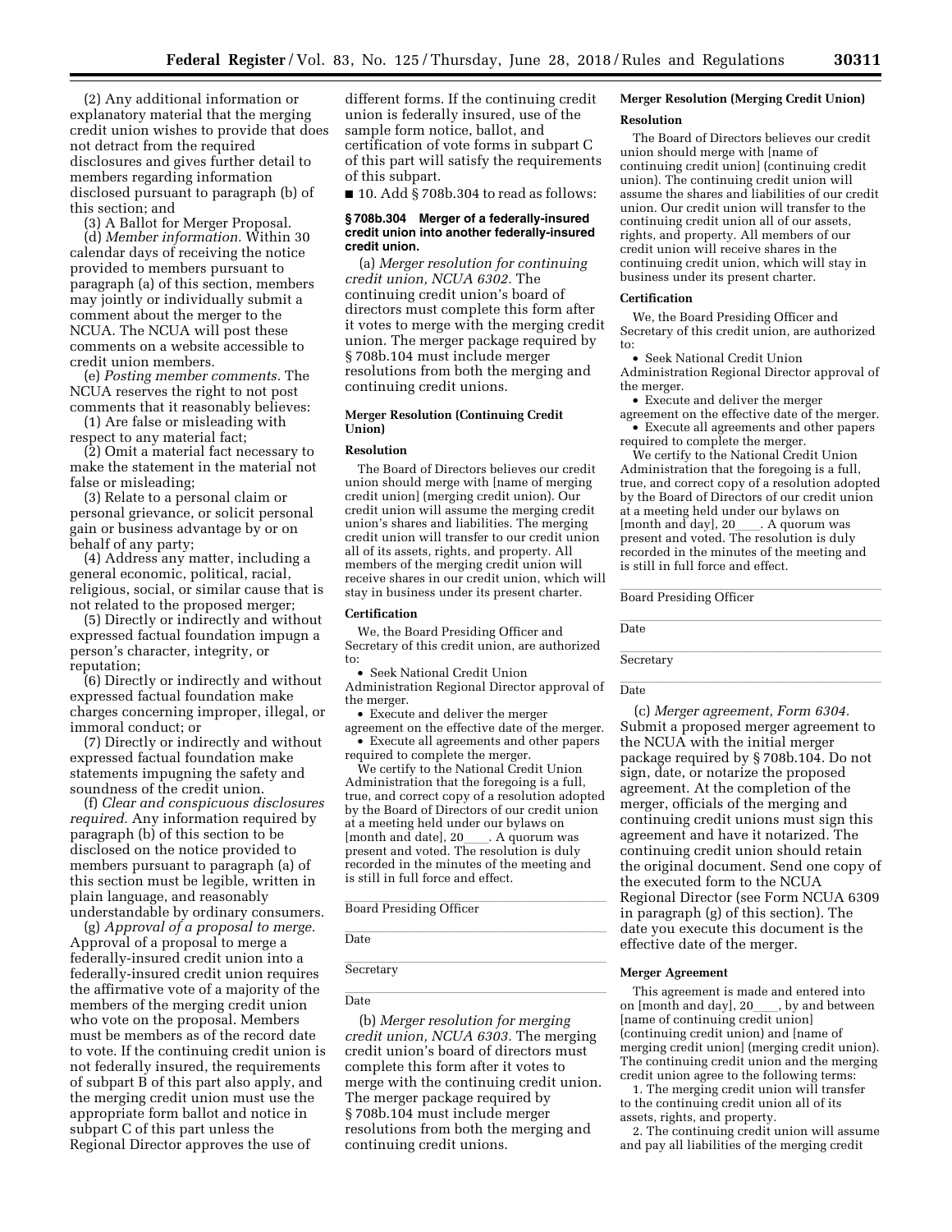(2) Any additional information or explanatory material that the merging credit union wishes to provide that does not detract from the required disclosures and gives further detail to members regarding information disclosed pursuant to paragraph (b) of this section; and

(3) A Ballot for Merger Proposal.

(d) *Member information.* Within 30 calendar days of receiving the notice provided to members pursuant to paragraph (a) of this section, members may jointly or individually submit a comment about the merger to the NCUA. The NCUA will post these comments on a website accessible to credit union members.

(e) *Posting member comments.* The NCUA reserves the right to not post comments that it reasonably believes:

(1) Are false or misleading with respect to any material fact;

(2) Omit a material fact necessary to make the statement in the material not false or misleading;

(3) Relate to a personal claim or personal grievance, or solicit personal gain or business advantage by or on behalf of any party;

(4) Address any matter, including a general economic, political, racial, religious, social, or similar cause that is not related to the proposed merger;

(5) Directly or indirectly and without expressed factual foundation impugn a person's character, integrity, or reputation;

(6) Directly or indirectly and without expressed factual foundation make charges concerning improper, illegal, or immoral conduct; or

(7) Directly or indirectly and without expressed factual foundation make statements impugning the safety and soundness of the credit union.

(f) *Clear and conspicuous disclosures required.* Any information required by paragraph (b) of this section to be disclosed on the notice provided to members pursuant to paragraph (a) of this section must be legible, written in plain language, and reasonably understandable by ordinary consumers.

(g) *Approval of a proposal to merge.* Approval of a proposal to merge a federally-insured credit union into a federally-insured credit union requires the affirmative vote of a majority of the members of the merging credit union who vote on the proposal. Members must be members as of the record date to vote. If the continuing credit union is not federally insured, the requirements of subpart B of this part also apply, and the merging credit union must use the appropriate form ballot and notice in subpart C of this part unless the Regional Director approves the use of different forms. If the continuing credit union is federally insured, use of the sample form notice, ballot, and certification of vote forms in subpart C of this part will satisfy the requirements of this subpart.

■ 10. Add § 708b.304 to read as follows:

**§ 708b.304 Merger of a federally-insured credit union into another federally-insured credit union.**

(a) *Merger resolution for continuing credit union, NCUA 6302.* The continuing credit union's board of directors must complete this form after it votes to merge with the merging credit union. The merger package required by § 708b.104 must include merger resolutions from both the merging and continuing credit unions.

**Merger Resolution (Continuing Credit Union)**

**Resolution**

The Board of Directors believes our credit union should merge with [name of merging credit union] (merging credit union). Our credit union will assume the merging credit union's shares and liabilities. The merging credit union will transfer to our credit union all of its assets, rights, and property. All members of the merging credit union will receive shares in our credit union, which will stay in business under its present charter.

**Certification**

We, the Board Presiding Officer and Secretary of this credit union, are authorized to:

- Seek National Credit Union Administration Regional Director approval of the merger.
- Execute and deliver the merger agreement on the effective date of the merger.
- Execute all agreements and other papers required to complete the merger.

We certify to the National Credit Union Administration that the foregoing is a full, true, and correct copy of a resolution adopted by the Board of Directors of our credit union at a meeting held under our bylaws on [month and date], 20____. A quorum was present and voted. The resolution is duly recorded in the minutes of the meeting and is still in full force and effect.

______________________________
Board Presiding Officer

______________________________
Date

______________________________
Secretary

______________________________
Date

(b) *Merger resolution for merging credit union, NCUA 6303.* The merging credit union's board of directors must complete this form after it votes to merge with the continuing credit union. The merger package required by § 708b.104 must include merger resolutions from both the merging and continuing credit unions.

**Merger Resolution (Merging Credit Union)**

**Resolution**

The Board of Directors believes our credit union should merge with [name of continuing credit union] (continuing credit union). The continuing credit union will assume the shares and liabilities of our credit union. Our credit union will transfer to the continuing credit union all of our assets, rights, and property. All members of our credit union will receive shares in the continuing credit union, which will stay in business under its present charter.

**Certification**

We, the Board Presiding Officer and Secretary of this credit union, are authorized to:

- Seek National Credit Union Administration Regional Director approval of the merger.
- Execute and deliver the merger agreement on the effective date of the merger.
- Execute all agreements and other papers required to complete the merger.

We certify to the National Credit Union Administration that the foregoing is a full, true, and correct copy of a resolution adopted by the Board of Directors of our credit union at a meeting held under our bylaws on [month and day], 20____. A quorum was present and voted. The resolution is duly recorded in the minutes of the meeting and is still in full force and effect.

______________________________
Board Presiding Officer

______________________________
Date

______________________________
Secretary

______________________________
Date

(c) *Merger agreement, Form 6304.* Submit a proposed merger agreement to the NCUA with the initial merger package required by § 708b.104. Do not sign, date, or notarize the proposed agreement. At the completion of the merger, officials of the merging and continuing credit unions must sign this agreement and have it notarized. The continuing credit union should retain the original document. Send one copy of the executed form to the NCUA Regional Director (see Form NCUA 6309 in paragraph (g) of this section). The date you execute this document is the effective date of the merger.

**Merger Agreement**

This agreement is made and entered into on [month and day], 20____, by and between [name of continuing credit union] (continuing credit union) and [name of merging credit union] (merging credit union). The continuing credit union and the merging credit union agree to the following terms:

1. The merging credit union will transfer to the continuing credit union all of its assets, rights, and property.

2. The continuing credit union will assume and pay all liabilities of the merging credit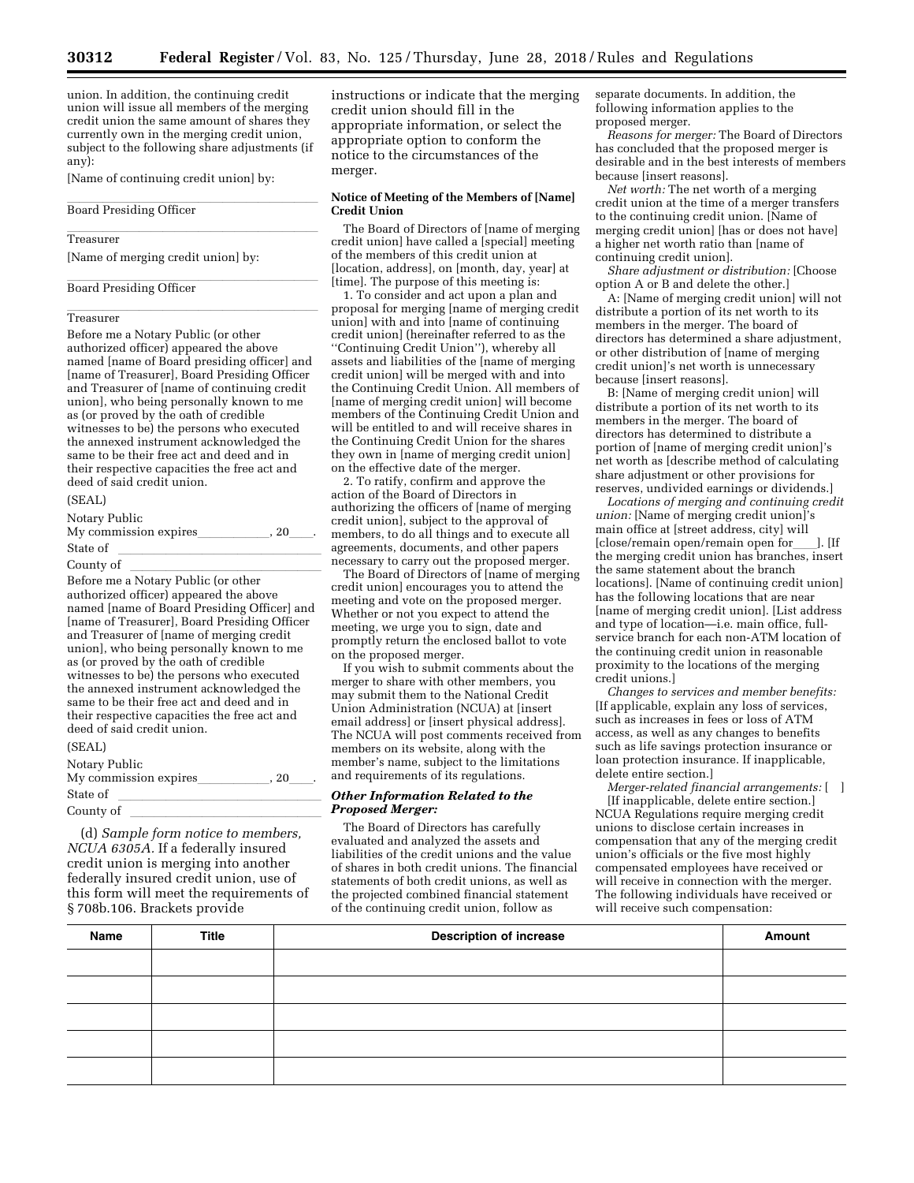union. In addition, the continuing credit union will issue all members of the merging credit union the same amount of shares they currently own in the merging credit union, subject to the following share adjustments (if any):

[Name of continuing credit union] by:

_______________

Board Presiding Officer

_______________

Treasurer

[Name of merging credit union] by:

_______________

Board Presiding Officer

_______________

Treasurer

Before me a Notary Public (or other authorized officer) appeared the above named [name of Board presiding officer] and [name of Treasurer], Board Presiding Officer and Treasurer of [name of continuing credit union], who being personally known to me as (or proved by the oath of credible witnesses to be) the persons who executed the annexed instrument acknowledged the same to be their free act and deed and in their respective capacities the free act and deed of said credit union.

(SEAL)

Notary Public

My commission expires_______, 20___.

State of _______________

County of _______________

Before me a Notary Public (or other authorized officer) appeared the above named [name of Board Presiding Officer] and [name of Treasurer], Board Presiding Officer and Treasurer of [name of merging credit union], who being personally known to me as (or proved by the oath of credible witnesses to be) the persons who executed the annexed instrument acknowledged the same to be their free act and deed and in their respective capacities the free act and deed of said credit union.

(SEAL)

Notary Public

My commission expires_______, 20___.

State of _______________

County of _______________

(d) *Sample form notice to members, NCUA 6305A.* If a federally insured credit union is merging into another federally insured credit union, use of this form will meet the requirements of § 708b.106. Brackets provide instructions or indicate that the merging credit union should fill in the appropriate information, or select the appropriate option to conform the notice to the circumstances of the merger.

**Notice of Meeting of the Members of [Name] Credit Union**

The Board of Directors of [name of merging credit union] have called a [special] meeting of the members of this credit union at [location, address], on [month, day, year] at [time]. The purpose of this meeting is:

1. To consider and act upon a plan and proposal for merging [name of merging credit union] with and into [name of continuing credit union] (hereinafter referred to as the ''Continuing Credit Union''), whereby all assets and liabilities of the [name of merging credit union] will be merged with and into the Continuing Credit Union. All members of [name of merging credit union] will become members of the Continuing Credit Union and will be entitled to and will receive shares in the Continuing Credit Union for the shares they own in [name of merging credit union] on the effective date of the merger.

2. To ratify, confirm and approve the action of the Board of Directors in authorizing the officers of [name of merging credit union], subject to the approval of members, to do all things and to execute all agreements, documents, and other papers necessary to carry out the proposed merger.

The Board of Directors of [name of merging credit union] encourages you to attend the meeting and vote on the proposed merger. Whether or not you expect to attend the meeting, we urge you to sign, date and promptly return the enclosed ballot to vote on the proposed merger.

If you wish to submit comments about the merger to share with other members, you may submit them to the National Credit Union Administration (NCUA) at [insert email address] or [insert physical address]. The NCUA will post comments received from members on its website, along with the member's name, subject to the limitations and requirements of its regulations.

***Other Information Related to the Proposed Merger:***

The Board of Directors has carefully evaluated and analyzed the assets and liabilities of the credit unions and the value of shares in both credit unions. The financial statements of both credit unions, as well as the projected combined financial statement of the continuing credit union, follow as separate documents. In addition, the following information applies to the proposed merger.

*Reasons for merger:* The Board of Directors has concluded that the proposed merger is desirable and in the best interests of members because [insert reasons].

*Net worth:* The net worth of a merging credit union at the time of a merger transfers to the continuing credit union. [Name of merging credit union] [has or does not have] a higher net worth ratio than [name of continuing credit union].

*Share adjustment or distribution:* [Choose option A or B and delete the other.]

A: [Name of merging credit union] will not distribute a portion of its net worth to its members in the merger. The board of directors has determined a share adjustment, or other distribution of [name of merging credit union]'s net worth is unnecessary because [insert reasons].

B: [Name of merging credit union] will distribute a portion of its net worth to its members in the merger. The board of directors has determined to distribute a portion of [name of merging credit union]'s net worth as [describe method of calculating share adjustment or other provisions for reserves, undivided earnings or dividends.]

*Locations of merging and continuing credit union:* [Name of merging credit union]'s main office at [street address, city] will [close/remain open/remain open for___]. [If the merging credit union has branches, insert the same statement about the branch locations]. [Name of continuing credit union] has the following locations that are near [name of merging credit union]. [List address and type of location—i.e. main office, full-service branch for each non-ATM location of the continuing credit union in reasonable proximity to the locations of the merging credit unions.]

*Changes to services and member benefits:* [If applicable, explain any loss of services, such as increases in fees or loss of ATM access, as well as any changes to benefits such as life savings protection insurance or loan protection insurance. If inapplicable, delete entire section.]

*Merger-related financial arrangements:* [ ] [If inapplicable, delete entire section.] NCUA Regulations require merging credit unions to disclose certain increases in compensation that any of the merging credit union's officials or the five most highly compensated employees have received or will receive in connection with the merger. The following individuals have received or will receive such compensation:

| Name | Title | Description of increase | Amount |
| --- | --- | --- | --- |
| | | | |
| | | | |
| | | | |
| | | | |
| | | | |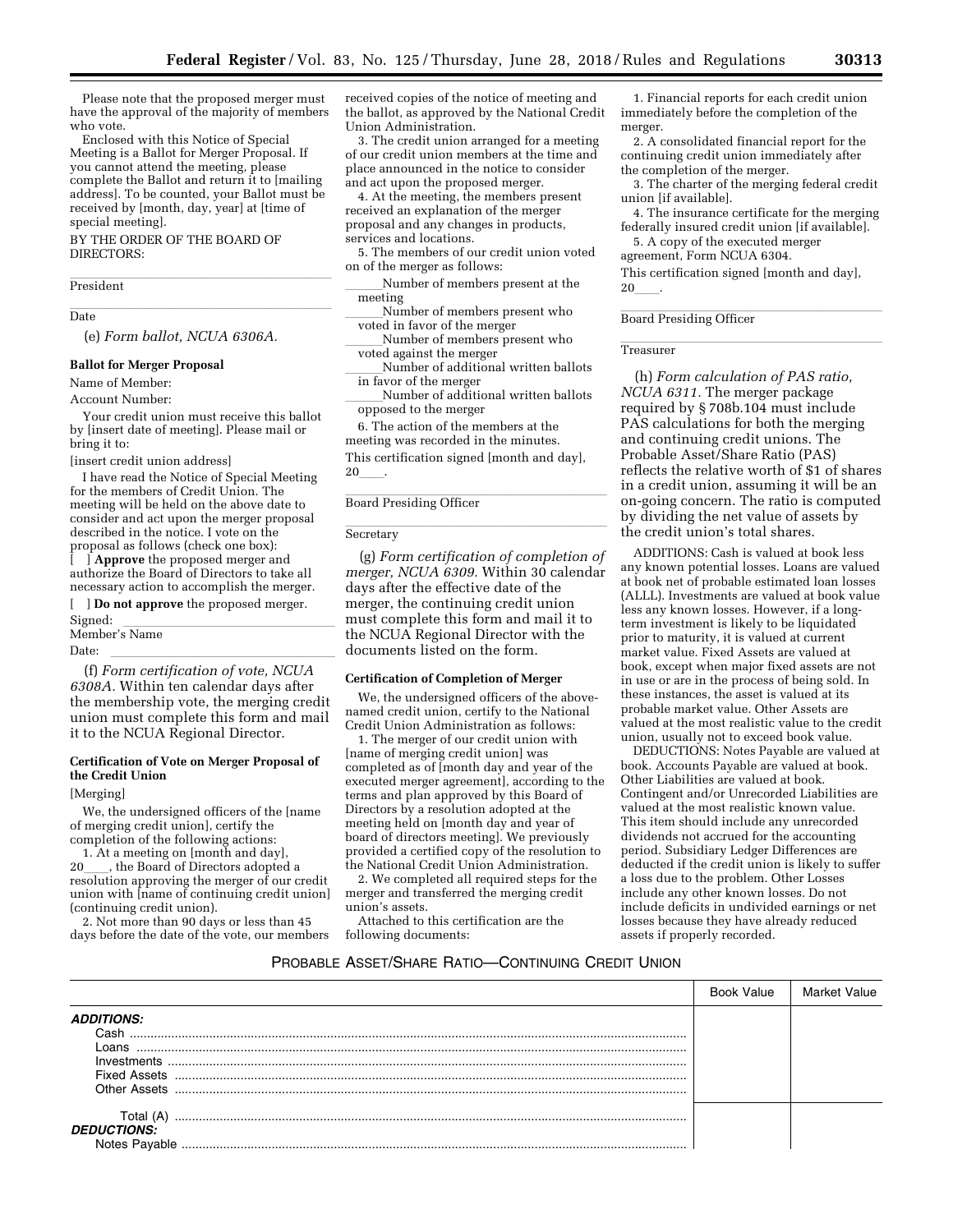Please note that the proposed merger must have the approval of the majority of members who vote.

Enclosed with this Notice of Special Meeting is a Ballot for Merger Proposal. If you cannot attend the meeting, please complete the Ballot and return it to [mailing address]. To be counted, your Ballot must be received by [month, day, year] at [time of special meeting].

BY THE ORDER OF THE BOARD OF DIRECTORS:

\_\_\_\_\_\_\_\_\_\_\_\_\_\_\_\_\_\_\_\_\_\_\_\_\_\_\_\_\_\_\_\_\_\_\_\_\_\_

President

\_\_\_\_\_\_\_\_\_\_\_\_\_\_\_\_\_\_\_\_\_\_\_\_\_\_\_\_\_\_\_\_\_\_\_\_\_\_

Date

(e) *Form ballot, NCUA 6306A.*

**Ballot for Merger Proposal**

Name of Member:

Account Number:

Your credit union must receive this ballot by [insert date of meeting]. Please mail or bring it to:

[insert credit union address]

I have read the Notice of Special Meeting for the members of Credit Union. The meeting will be held on the above date to consider and act upon the merger proposal described in the notice. I vote on the proposal as follows (check one box):

[ ] **Approve** the proposed merger and authorize the Board of Directors to take all necessary action to accomplish the merger.

[ ] **Do not approve** the proposed merger.

Signed: \_\_\_\_\_\_\_\_\_\_\_\_\_\_\_\_\_\_\_\_\_\_\_\_\_\_\_\_

Member's Name

Date: \_\_\_\_\_\_\_\_\_\_\_\_\_\_\_\_\_\_\_\_\_\_\_\_\_\_\_\_\_\_

(f) *Form certification of vote, NCUA 6308A.* Within ten calendar days after the membership vote, the merging credit union must complete this form and mail it to the NCUA Regional Director.

**Certification of Vote on Merger Proposal of the Credit Union**

[Merging]

We, the undersigned officers of the [name of merging credit union], certify the completion of the following actions:

1. At a meeting on [month and day], 20\_\_\_\_, the Board of Directors adopted a resolution approving the merger of our credit union with [name of continuing credit union] (continuing credit union).

2. Not more than 90 days or less than 45 days before the date of the vote, our members received copies of the notice of meeting and the ballot, as approved by the National Credit Union Administration.

3. The credit union arranged for a meeting of our credit union members at the time and place announced in the notice to consider and act upon the proposed merger.

4. At the meeting, the members present received an explanation of the merger proposal and any changes in products, services and locations.

5. The members of our credit union voted on of the merger as follows:

\_\_\_\_\_\_Number of members present at the meeting

\_\_\_\_\_\_Number of members present who voted in favor of the merger

\_\_\_\_\_\_Number of members present who voted against the merger

\_\_\_\_\_\_Number of additional written ballots in favor of the merger

\_\_\_\_\_\_Number of additional written ballots opposed to the merger

6. The action of the members at the meeting was recorded in the minutes.

This certification signed [month and day], 20\_\_\_\_.

\_\_\_\_\_\_\_\_\_\_\_\_\_\_\_\_\_\_\_\_\_\_\_\_\_\_\_\_\_\_\_\_\_\_\_\_\_\_

Board Presiding Officer

\_\_\_\_\_\_\_\_\_\_\_\_\_\_\_\_\_\_\_\_\_\_\_\_\_\_\_\_\_\_\_\_\_\_\_\_\_\_

Secretary

(g) *Form certification of completion of merger, NCUA 6309.* Within 30 calendar days after the effective date of the merger, the continuing credit union must complete this form and mail it to the NCUA Regional Director with the documents listed on the form.

**Certification of Completion of Merger**

We, the undersigned officers of the above-named credit union, certify to the National Credit Union Administration as follows:

1. The merger of our credit union with [name of merging credit union] was completed as of [month day and year of the executed merger agreement], according to the terms and plan approved by this Board of Directors by a resolution adopted at the meeting held on [month day and year of board of directors meeting]. We previously provided a certified copy of the resolution to the National Credit Union Administration.

2. We completed all required steps for the merger and transferred the merging credit union's assets.

Attached to this certification are the following documents:

1. Financial reports for each credit union immediately before the completion of the merger.

2. A consolidated financial report for the continuing credit union immediately after the completion of the merger.

3. The charter of the merging federal credit union [if available].

4. The insurance certificate for the merging federally insured credit union [if available].

5. A copy of the executed merger agreement, Form NCUA 6304.

This certification signed [month and day], 20\_\_\_\_.

\_\_\_\_\_\_\_\_\_\_\_\_\_\_\_\_\_\_\_\_\_\_\_\_\_\_\_\_\_\_\_\_\_\_\_\_\_\_

Board Presiding Officer

\_\_\_\_\_\_\_\_\_\_\_\_\_\_\_\_\_\_\_\_\_\_\_\_\_\_\_\_\_\_\_\_\_\_\_\_\_\_

Treasurer

(h) *Form calculation of PAS ratio, NCUA 6311.* The merger package required by § 708b.104 must include PAS calculations for both the merging and continuing credit unions. The Probable Asset/Share Ratio (PAS) reflects the relative worth of $1 of shares in a credit union, assuming it will be an on-going concern. The ratio is computed by dividing the net value of assets by the credit union's total shares.

ADDITIONS: Cash is valued at book less any known potential losses. Loans are valued at book net of probable estimated loan losses (ALLL). Investments are valued at book value less any known losses. However, if a long-term investment is likely to be liquidated prior to maturity, it is valued at current market value. Fixed Assets are valued at book, except when major fixed assets are not in use or are in the process of being sold. In these instances, the asset is valued at its probable market value. Other Assets are valued at the most realistic value to the credit union, usually not to exceed book value.

DEDUCTIONS: Notes Payable are valued at book. Accounts Payable are valued at book. Other Liabilities are valued at book. Contingent and/or Unrecorded Liabilities are valued at the most realistic known value. This item should include any unrecorded dividends not accrued for the accounting period. Subsidiary Ledger Differences are deducted if the credit union is likely to suffer a loss due to the problem. Other Losses include any other known losses. Do not include deficits in undivided earnings or net losses because they have already reduced assets if properly recorded.

PROBABLE ASSET/SHARE RATIO—CONTINUING CREDIT UNION

| | Book Value | Market Value |
|---|---|---|
| ***ADDITIONS:*** | | |
| Cash | | |
| Loans | | |
| Investments | | |
| Fixed Assets | | |
| Other Assets | | |
| Total (A) | | |
| ***DEDUCTIONS:*** | | |
| Notes Payable | | |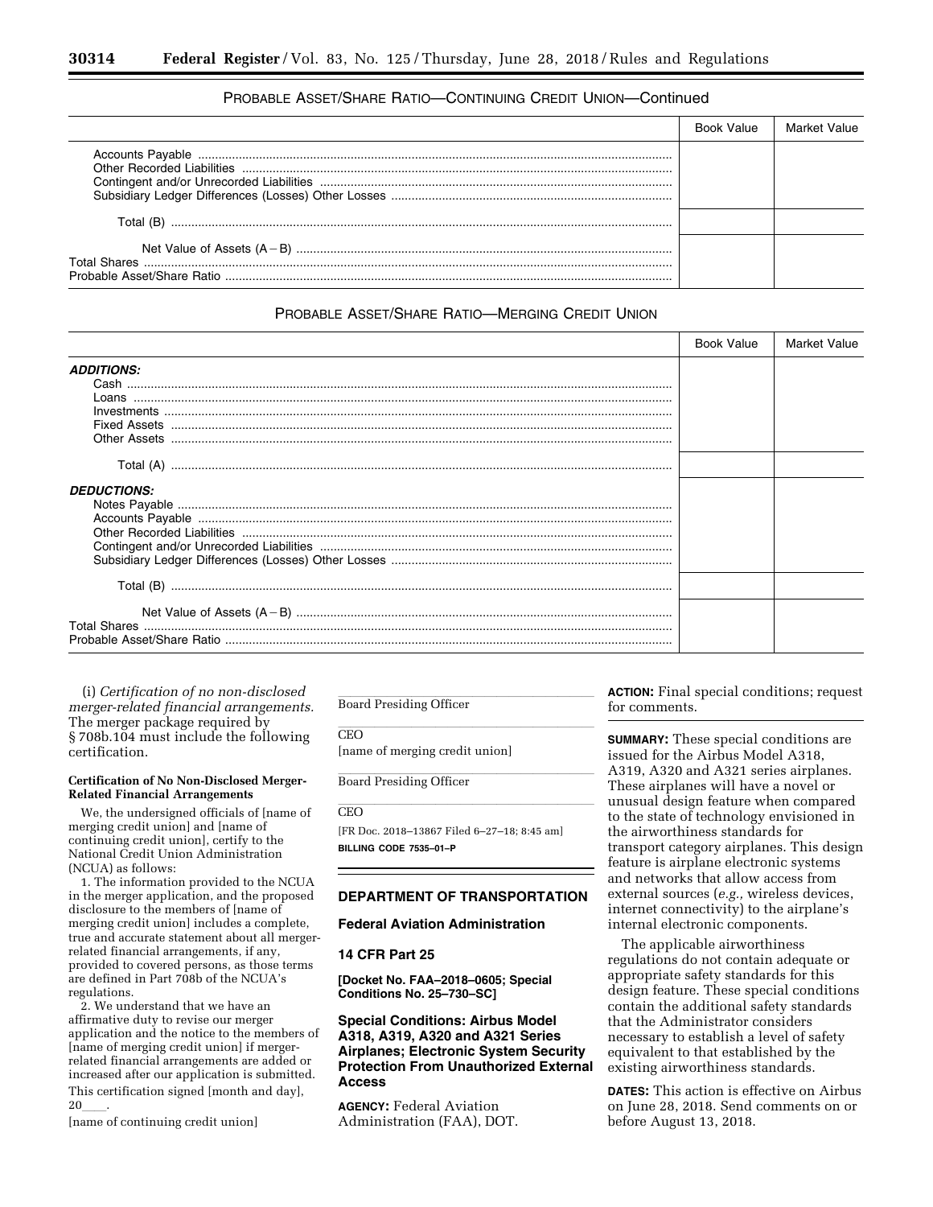PROBABLE ASSET/SHARE RATIO—CONTINUING CREDIT UNION—Continued

| | Book Value | Market Value |
|---|---|---|
| Accounts Payable | | |
| Other Recorded Liabilities | | |
| Contingent and/or Unrecorded Liabilities | | |
| Subsidiary Ledger Differences (Losses) Other Losses | | |
| Total (B) | | |
| Net Value of Assets (A − B) | | |
| Total Shares | | |
| Probable Asset/Share Ratio | | |

PROBABLE ASSET/SHARE RATIO—MERGING CREDIT UNION

| | Book Value | Market Value |
|---|---|---|
| ***ADDITIONS:*** | | |
| Cash | | |
| Loans | | |
| Investments | | |
| Fixed Assets | | |
| Other Assets | | |
| Total (A) | | |
| ***DEDUCTIONS:*** | | |
| Notes Payable | | |
| Accounts Payable | | |
| Other Recorded Liabilities | | |
| Contingent and/or Unrecorded Liabilities | | |
| Subsidiary Ledger Differences (Losses) Other Losses | | |
| Total (B) | | |
| Net Value of Assets (A − B) | | |
| Total Shares | | |
| Probable Asset/Share Ratio | | |

(i) *Certification of no non-disclosed merger-related financial arrangements.* The merger package required by § 708b.104 must include the following certification.

**Certification of No Non-Disclosed Merger-Related Financial Arrangements**

We, the undersigned officials of [name of merging credit union] and [name of continuing credit union], certify to the National Credit Union Administration (NCUA) as follows:

1. The information provided to the NCUA in the merger application, and the proposed disclosure to the members of [name of merging credit union] includes a complete, true and accurate statement about all merger-related financial arrangements, if any, provided to covered persons, as those terms are defined in Part 708b of the NCUA's regulations.

2. We understand that we have an affirmative duty to revise our merger application and the notice to the members of [name of merging credit union] if merger-related financial arrangements are added or increased after our application is submitted.

This certification signed [month and day], 20____.

[name of continuing credit union]

______________________

Board Presiding Officer

______________________

CEO

[name of merging credit union]

______________________

Board Presiding Officer

______________________

CEO

[FR Doc. 2018–13867 Filed 6–27–18; 8:45 am]

**BILLING CODE 7535–01–P**

## DEPARTMENT OF TRANSPORTATION

### Federal Aviation Administration

### 14 CFR Part 25

**[Docket No. FAA–2018–0605; Special Conditions No. 25–730–SC]**

### Special Conditions: Airbus Model A318, A319, A320 and A321 Series Airplanes; Electronic System Security Protection From Unauthorized External Access

**AGENCY:** Federal Aviation Administration (FAA), DOT.

**ACTION:** Final special conditions; request for comments.

**SUMMARY:** These special conditions are issued for the Airbus Model A318, A319, A320 and A321 series airplanes. These airplanes will have a novel or unusual design feature when compared to the state of technology envisioned in the airworthiness standards for transport category airplanes. This design feature is airplane electronic systems and networks that allow access from external sources (*e.g.,* wireless devices, internet connectivity) to the airplane's internal electronic components.

The applicable airworthiness regulations do not contain adequate or appropriate safety standards for this design feature. These special conditions contain the additional safety standards that the Administrator considers necessary to establish a level of safety equivalent to that established by the existing airworthiness standards.

**DATES:** This action is effective on Airbus on June 28, 2018. Send comments on or before August 13, 2018.